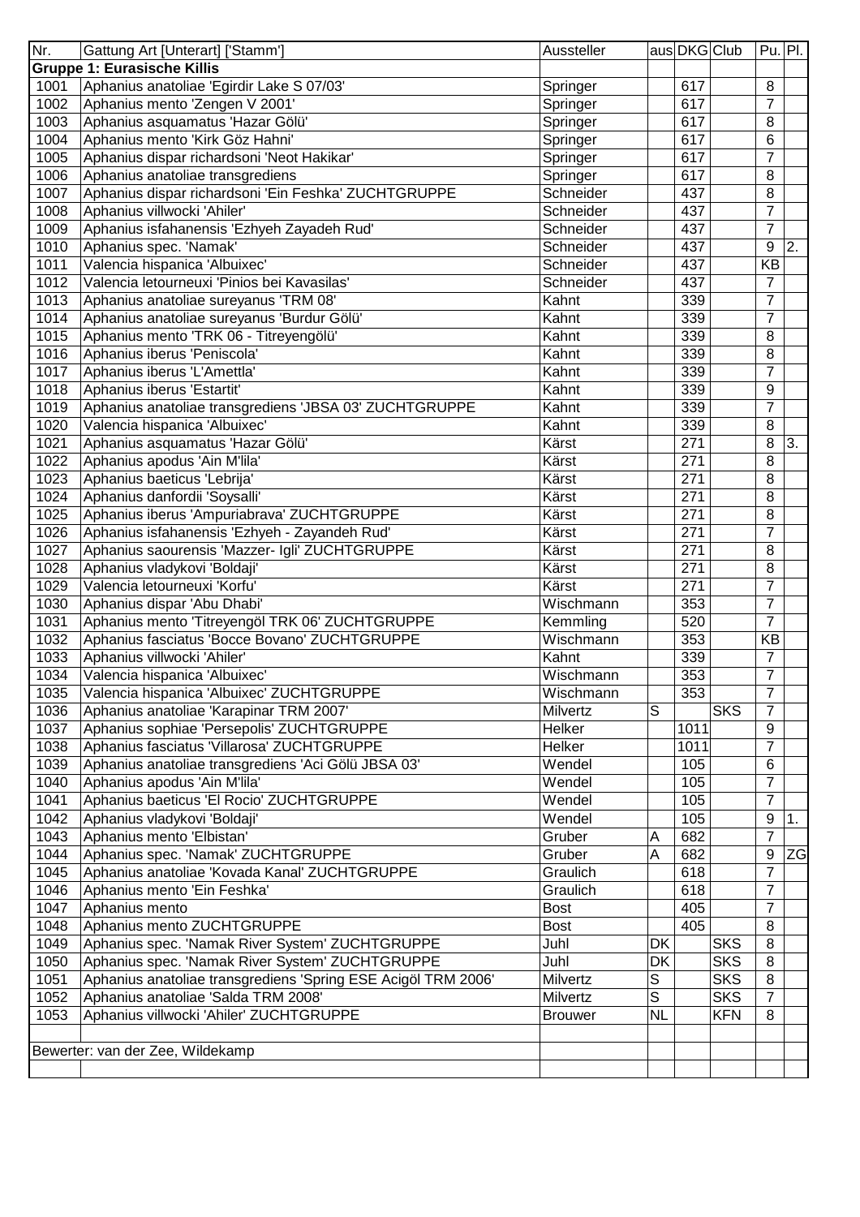| Nr. | Gattung Art [Unterart] ['Stamm'] | Aussteller | aus | DKG | Club | Pu. | Pl. |
|---|---|---|---|---|---|---|---|
| **Gruppe 1: Eurasische Killis** | | | | | | | |
| 1001 | Aphanius anatoliae 'Egirdir Lake S 07/03' | Springer | | 617 | | 8 | |
| 1002 | Aphanius mento 'Zengen V 2001' | Springer | | 617 | | 7 | |
| 1003 | Aphanius asquamatus 'Hazar Gölü' | Springer | | 617 | | 8 | |
| 1004 | Aphanius mento 'Kirk Göz Hahni' | Springer | | 617 | | 6 | |
| 1005 | Aphanius dispar richardsoni 'Neot Hakikar' | Springer | | 617 | | 7 | |
| 1006 | Aphanius anatoliae transgrediens | Springer | | 617 | | 8 | |
| 1007 | Aphanius dispar richardsoni 'Ein Feshka' ZUCHTGRUPPE | Schneider | | 437 | | 8 | |
| 1008 | Aphanius villwocki 'Ahiler' | Schneider | | 437 | | 7 | |
| 1009 | Aphanius isfahanensis 'Ezhyeh Zayadeh Rud' | Schneider | | 437 | | 7 | |
| 1010 | Aphanius spec. 'Namak' | Schneider | | 437 | | 9 | 2. |
| 1011 | Valencia hispanica 'Albuixec' | Schneider | | 437 | | KB | |
| 1012 | Valencia letourneuxi 'Pinios bei Kavasilas' | Schneider | | 437 | | 7 | |
| 1013 | Aphanius anatoliae sureyanus 'TRM 08' | Kahnt | | 339 | | 7 | |
| 1014 | Aphanius anatoliae sureyanus 'Burdur Gölü' | Kahnt | | 339 | | 7 | |
| 1015 | Aphanius mento 'TRK 06 - Titreyengölü' | Kahnt | | 339 | | 8 | |
| 1016 | Aphanius iberus 'Peniscola' | Kahnt | | 339 | | 8 | |
| 1017 | Aphanius iberus 'L'Amettla' | Kahnt | | 339 | | 7 | |
| 1018 | Aphanius iberus 'Estartit' | Kahnt | | 339 | | 9 | |
| 1019 | Aphanius anatoliae transgrediens 'JBSA 03' ZUCHTGRUPPE | Kahnt | | 339 | | 7 | |
| 1020 | Valencia hispanica 'Albuixec' | Kahnt | | 339 | | 8 | |
| 1021 | Aphanius asquamatus 'Hazar Gölü' | Kärst | | 271 | | 8 | 3. |
| 1022 | Aphanius apodus 'Ain M'lila' | Kärst | | 271 | | 8 | |
| 1023 | Aphanius baeticus 'Lebrija' | Kärst | | 271 | | 8 | |
| 1024 | Aphanius danfordii 'Soysalli' | Kärst | | 271 | | 8 | |
| 1025 | Aphanius iberus 'Ampuriabrava' ZUCHTGRUPPE | Kärst | | 271 | | 8 | |
| 1026 | Aphanius isfahanensis 'Ezhyeh - Zayandeh Rud' | Kärst | | 271 | | 7 | |
| 1027 | Aphanius saourensis 'Mazzer- Igli' ZUCHTGRUPPE | Kärst | | 271 | | 8 | |
| 1028 | Aphanius vladykovi 'Boldaji' | Kärst | | 271 | | 8 | |
| 1029 | Valencia letourneuxi 'Korfu' | Kärst | | 271 | | 7 | |
| 1030 | Aphanius dispar 'Abu Dhabi' | Wischmann | | 353 | | 7 | |
| 1031 | Aphanius mento 'Titreyengöl TRK 06' ZUCHTGRUPPE | Kemmling | | 520 | | 7 | |
| 1032 | Aphanius fasciatus 'Bocce Bovano' ZUCHTGRUPPE | Wischmann | | 353 | | KB | |
| 1033 | Aphanius villwocki 'Ahiler' | Kahnt | | 339 | | 7 | |
| 1034 | Valencia hispanica 'Albuixec' | Wischmann | | 353 | | 7 | |
| 1035 | Valencia hispanica 'Albuixec' ZUCHTGRUPPE | Wischmann | | 353 | | 7 | |
| 1036 | Aphanius anatoliae 'Karapinar TRM 2007' | Milvertz | S | | SKS | 7 | |
| 1037 | Aphanius sophiae 'Persepolis' ZUCHTGRUPPE | Helker | | 1011 | | 9 | |
| 1038 | Aphanius fasciatus 'Villarosa' ZUCHTGRUPPE | Helker | | 1011 | | 7 | |
| 1039 | Aphanius anatoliae transgrediens 'Aci Gölü JBSA 03' | Wendel | | 105 | | 6 | |
| 1040 | Aphanius apodus 'Ain M'lila' | Wendel | | 105 | | 7 | |
| 1041 | Aphanius baeticus 'El Rocio' ZUCHTGRUPPE | Wendel | | 105 | | 7 | |
| 1042 | Aphanius vladykovi 'Boldaji' | Wendel | | 105 | | 9 | 1. |
| 1043 | Aphanius mento 'Elbistan' | Gruber | A | 682 | | 7 | |
| 1044 | Aphanius spec. 'Namak' ZUCHTGRUPPE | Gruber | A | 682 | | 9 | ZG |
| 1045 | Aphanius anatoliae 'Kovada Kanal' ZUCHTGRUPPE | Graulich | | 618 | | 7 | |
| 1046 | Aphanius mento 'Ein Feshka' | Graulich | | 618 | | 7 | |
| 1047 | Aphanius mento | Bost | | 405 | | 7 | |
| 1048 | Aphanius mento ZUCHTGRUPPE | Bost | | 405 | | 8 | |
| 1049 | Aphanius spec. 'Namak River System' ZUCHTGRUPPE | Juhl | DK | | SKS | 8 | |
| 1050 | Aphanius spec. 'Namak River System' ZUCHTGRUPPE | Juhl | DK | | SKS | 8 | |
| 1051 | Aphanius anatoliae transgrediens 'Spring ESE Acigöl TRM 2006' | Milvertz | S | | SKS | 8 | |
| 1052 | Aphanius anatoliae 'Salda TRM 2008' | Milvertz | S | | SKS | 7 | |
| 1053 | Aphanius villwocki 'Ahiler' ZUCHTGRUPPE | Brouwer | NL | | KFN | 8 | |
| | | | | | | | |
| Bewerter: van der Zee, Wildekamp | | | | | | | |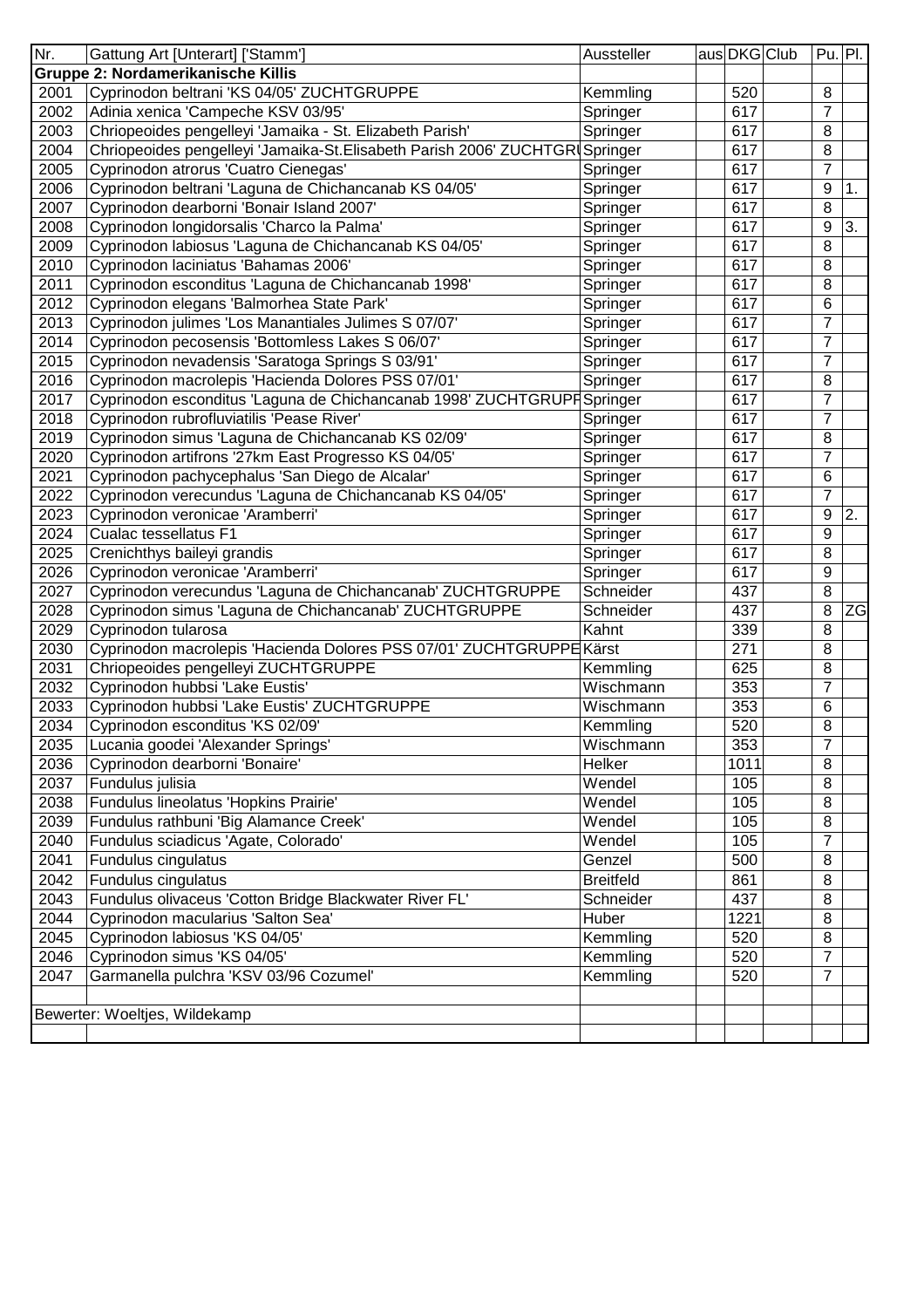| Nr. | Gattung Art [Unterart] ['Stamm'] | Aussteller | aus | DKG | Club | Pu. | Pl. |
|---|---|---|---|---|---|---|---|
| **Gruppe 2: Nordamerikanische Killis** | | | | | | | |
| 2001 | Cyprinodon beltrani 'KS 04/05' ZUCHTGRUPPE | Kemmling | | 520 | | 8 | |
| 2002 | Adinia xenica 'Campeche KSV 03/95' | Springer | | 617 | | 7 | |
| 2003 | Chriopeoides pengelleyi 'Jamaika - St. Elizabeth Parish' | Springer | | 617 | | 8 | |
| 2004 | Chriopeoides pengelleyi 'Jamaika-St.Elisabeth Parish 2006' ZUCHTGRU | Springer | | 617 | | 8 | |
| 2005 | Cyprinodon atrorus 'Cuatro Cienegas' | Springer | | 617 | | 7 | |
| 2006 | Cyprinodon beltrani 'Laguna de Chichancanab KS 04/05' | Springer | | 617 | | 9 | 1. |
| 2007 | Cyprinodon dearborni 'Bonair Island 2007' | Springer | | 617 | | 8 | |
| 2008 | Cyprinodon longidorsalis 'Charco la Palma' | Springer | | 617 | | 9 | 3. |
| 2009 | Cyprinodon labiosus 'Laguna de Chichancanab KS 04/05' | Springer | | 617 | | 8 | |
| 2010 | Cyprinodon laciniatus 'Bahamas 2006' | Springer | | 617 | | 8 | |
| 2011 | Cyprinodon esconditus 'Laguna de Chichancanab 1998' | Springer | | 617 | | 8 | |
| 2012 | Cyprinodon elegans 'Balmorhea State Park' | Springer | | 617 | | 6 | |
| 2013 | Cyprinodon julimes 'Los Manantiales Julimes S 07/07' | Springer | | 617 | | 7 | |
| 2014 | Cyprinodon pecosensis 'Bottomless Lakes S 06/07' | Springer | | 617 | | 7 | |
| 2015 | Cyprinodon nevadensis 'Saratoga Springs S 03/91' | Springer | | 617 | | 7 | |
| 2016 | Cyprinodon macrolepis 'Hacienda Dolores PSS 07/01' | Springer | | 617 | | 8 | |
| 2017 | Cyprinodon esconditus 'Laguna de Chichancanab 1998' ZUCHTGRUPP | Springer | | 617 | | 7 | |
| 2018 | Cyprinodon rubrofluviatilis 'Pease River' | Springer | | 617 | | 7 | |
| 2019 | Cyprinodon simus 'Laguna de Chichancanab KS 02/09' | Springer | | 617 | | 8 | |
| 2020 | Cyprinodon artifrons '27km East Progresso KS 04/05' | Springer | | 617 | | 7 | |
| 2021 | Cyprinodon pachycephalus 'San Diego de Alcalar' | Springer | | 617 | | 6 | |
| 2022 | Cyprinodon verecundus 'Laguna de Chichancanab KS 04/05' | Springer | | 617 | | 7 | |
| 2023 | Cyprinodon veronicae 'Aramberri' | Springer | | 617 | | 9 | 2. |
| 2024 | Cualac tessellatus F1 | Springer | | 617 | | 9 | |
| 2025 | Crenichthys baileyi grandis | Springer | | 617 | | 8 | |
| 2026 | Cyprinodon veronicae 'Aramberri' | Springer | | 617 | | 9 | |
| 2027 | Cyprinodon verecundus 'Laguna de Chichancanab' ZUCHTGRUPPE | Schneider | | 437 | | 8 | |
| 2028 | Cyprinodon simus 'Laguna de Chichancanab' ZUCHTGRUPPE | Schneider | | 437 | | 8 | ZG |
| 2029 | Cyprinodon tularosa | Kahnt | | 339 | | 8 | |
| 2030 | Cyprinodon macrolepis 'Hacienda Dolores PSS 07/01' ZUCHTGRUPPE | Kärst | | 271 | | 8 | |
| 2031 | Chriopeoides pengelleyi ZUCHTGRUPPE | Kemmling | | 625 | | 8 | |
| 2032 | Cyprinodon hubbsi 'Lake Eustis' | Wischmann | | 353 | | 7 | |
| 2033 | Cyprinodon hubbsi 'Lake Eustis' ZUCHTGRUPPE | Wischmann | | 353 | | 6 | |
| 2034 | Cyprinodon esconditus 'KS 02/09' | Kemmling | | 520 | | 8 | |
| 2035 | Lucania goodei 'Alexander Springs' | Wischmann | | 353 | | 7 | |
| 2036 | Cyprinodon dearborni 'Bonaire' | Helker | | 1011 | | 8 | |
| 2037 | Fundulus julisia | Wendel | | 105 | | 8 | |
| 2038 | Fundulus lineolatus 'Hopkins Prairie' | Wendel | | 105 | | 8 | |
| 2039 | Fundulus rathbuni 'Big Alamance Creek' | Wendel | | 105 | | 8 | |
| 2040 | Fundulus sciadicus 'Agate, Colorado' | Wendel | | 105 | | 7 | |
| 2041 | Fundulus cingulatus | Genzel | | 500 | | 8 | |
| 2042 | Fundulus cingulatus | Breitfeld | | 861 | | 8 | |
| 2043 | Fundulus olivaceus 'Cotton Bridge Blackwater River FL' | Schneider | | 437 | | 8 | |
| 2044 | Cyprinodon macularius 'Salton Sea' | Huber | | 1221 | | 8 | |
| 2045 | Cyprinodon labiosus 'KS 04/05' | Kemmling | | 520 | | 8 | |
| 2046 | Cyprinodon simus 'KS 04/05' | Kemmling | | 520 | | 7 | |
| 2047 | Garmanella pulchra 'KSV 03/96 Cozumel' | Kemmling | | 520 | | 7 | |
| | | | | | | | |
| Bewerter: Woeltjes, Wildekamp | | | | | | | |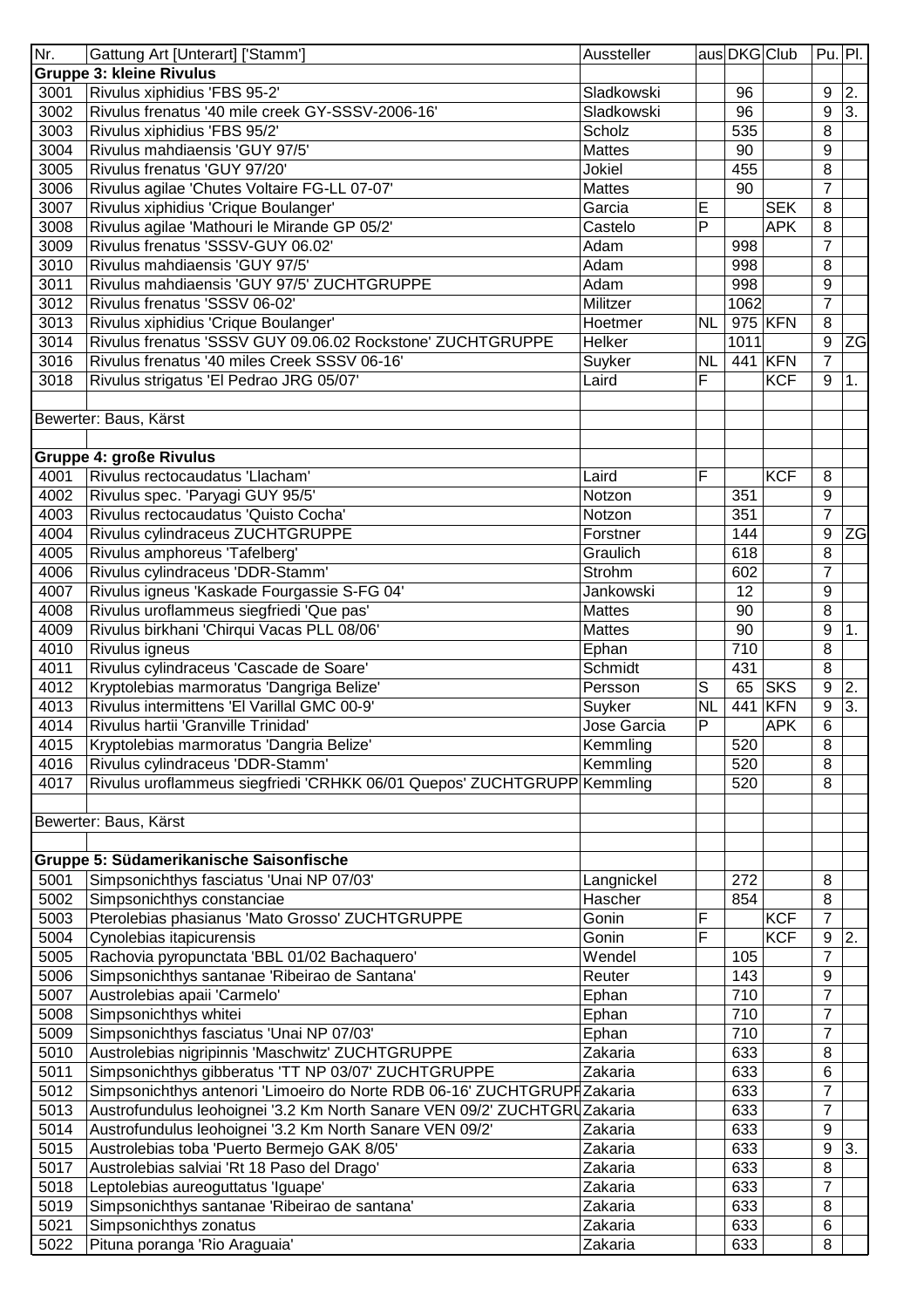| Nr. | Gattung Art [Unterart] ['Stamm'] | Aussteller | aus | DKG | Club | Pu. | Pl. |
|---|---|---|---|---|---|---|---|
| **Gruppe 3: kleine Rivulus** | | | | | | | |
| 3001 | Rivulus xiphidius 'FBS 95-2' | Sladkowski | | 96 | | 9 | 2. |
| 3002 | Rivulus frenatus '40 mile creek GY-SSSV-2006-16' | Sladkowski | | 96 | | 9 | 3. |
| 3003 | Rivulus xiphidius 'FBS 95/2' | Scholz | | 535 | | 8 | |
| 3004 | Rivulus mahdiaensis 'GUY 97/5' | Mattes | | 90 | | 9 | |
| 3005 | Rivulus frenatus 'GUY 97/20' | Jokiel | | 455 | | 8 | |
| 3006 | Rivulus agilae 'Chutes Voltaire FG-LL 07-07' | Mattes | | 90 | | 7 | |
| 3007 | Rivulus xiphidius 'Crique Boulanger' | Garcia | E | | SEK | 8 | |
| 3008 | Rivulus agilae 'Mathouri le Mirande GP 05/2' | Castelo | P | | APK | 8 | |
| 3009 | Rivulus frenatus 'SSSV-GUY 06.02' | Adam | | 998 | | 7 | |
| 3010 | Rivulus mahdiaensis 'GUY 97/5' | Adam | | 998 | | 8 | |
| 3011 | Rivulus mahdiaensis 'GUY 97/5' ZUCHTGRUPPE | Adam | | 998 | | 9 | |
| 3012 | Rivulus frenatus 'SSSV 06-02' | Militzer | | 1062 | | 7 | |
| 3013 | Rivulus xiphidius 'Crique Boulanger' | Hoetmer | NL | 975 | KFN | 8 | |
| 3014 | Rivulus frenatus 'SSSV GUY 09.06.02 Rockstone' ZUCHTGRUPPE | Helker | | 1011 | | 9 | ZG |
| 3016 | Rivulus frenatus '40 miles Creek SSSV 06-16' | Suyker | NL | 441 | KFN | 7 | |
| 3018 | Rivulus strigatus 'El Pedrao JRG 05/07' | Laird | F | | KCF | 9 | 1. |
| | | | | | | | |
| Bewerter: Baus, Kärst | | | | | | | |
| | | | | | | | |
| **Gruppe 4: große Rivulus** | | | | | | | |
| 4001 | Rivulus rectocaudatus 'Llacham' | Laird | F | | KCF | 8 | |
| 4002 | Rivulus spec. 'Paryagi GUY 95/5' | Notzon | | 351 | | 9 | |
| 4003 | Rivulus rectocaudatus 'Quisto Cocha' | Notzon | | 351 | | 7 | |
| 4004 | Rivulus cylindraceus ZUCHTGRUPPE | Forstner | | 144 | | 9 | ZG |
| 4005 | Rivulus amphoreus 'Tafelberg' | Graulich | | 618 | | 8 | |
| 4006 | Rivulus cylindraceus 'DDR-Stamm' | Strohm | | 602 | | 7 | |
| 4007 | Rivulus igneus 'Kaskade Fourgassie S-FG 04' | Jankowski | | 12 | | 9 | |
| 4008 | Rivulus uroflammeus siegfriedi 'Que pas' | Mattes | | 90 | | 8 | |
| 4009 | Rivulus birkhani 'Chirqui Vacas PLL 08/06' | Mattes | | 90 | | 9 | 1. |
| 4010 | Rivulus igneus | Ephan | | 710 | | 8 | |
| 4011 | Rivulus cylindraceus 'Cascade de Soare' | Schmidt | | 431 | | 8 | |
| 4012 | Kryptolebias marmoratus 'Dangriga Belize' | Persson | S | 65 | SKS | 9 | 2. |
| 4013 | Rivulus intermittens 'El Varillal GMC 00-9' | Suyker | NL | 441 | KFN | 9 | 3. |
| 4014 | Rivulus hartii 'Granville Trinidad' | Jose Garcia | P | | APK | 6 | |
| 4015 | Kryptolebias marmoratus 'Dangria Belize' | Kemmling | | 520 | | 8 | |
| 4016 | Rivulus cylindraceus 'DDR-Stamm' | Kemmling | | 520 | | 8 | |
| 4017 | Rivulus uroflammeus siegfriedi 'CRHKK 06/01 Quepos' ZUCHTGRUPP | Kemmling | | 520 | | 8 | |
| | | | | | | | |
| Bewerter: Baus, Kärst | | | | | | | |
| | | | | | | | |
| **Gruppe 5: Südamerikanische Saisonfische** | | | | | | | |
| 5001 | Simpsonichthys fasciatus 'Unai NP 07/03' | Langnickel | | 272 | | 8 | |
| 5002 | Simpsonichthys constanciae | Hascher | | 854 | | 8 | |
| 5003 | Pterolebias phasianus 'Mato Grosso' ZUCHTGRUPPE | Gonin | F | | KCF | 7 | |
| 5004 | Cynolebias itapicurensis | Gonin | F | | KCF | 9 | 2. |
| 5005 | Rachovia pyropunctata 'BBL 01/02 Bachaquero' | Wendel | | 105 | | 7 | |
| 5006 | Simpsonichthys santanae 'Ribeirao de Santana' | Reuter | | 143 | | 9 | |
| 5007 | Austrolebias apaii 'Carmelo' | Ephan | | 710 | | 7 | |
| 5008 | Simpsonichthys whitei | Ephan | | 710 | | 7 | |
| 5009 | Simpsonichthys fasciatus 'Unai NP 07/03' | Ephan | | 710 | | 7 | |
| 5010 | Austrolebias nigripinnis 'Maschwitz' ZUCHTGRUPPE | Zakaria | | 633 | | 8 | |
| 5011 | Simpsonichthys gibberatus 'TT NP 03/07' ZUCHTGRUPPE | Zakaria | | 633 | | 6 | |
| 5012 | Simpsonichthys antenori 'Limoeiro do Norte RDB 06-16' ZUCHTGRUPF | Zakaria | | 633 | | 7 | |
| 5013 | Austrofundulus leohoignei '3.2 Km North Sanare VEN 09/2' ZUCHTGRU | Zakaria | | 633 | | 7 | |
| 5014 | Austrofundulus leohoignei '3.2 Km North Sanare VEN 09/2' | Zakaria | | 633 | | 9 | |
| 5015 | Austrolebias toba 'Puerto Bermejo GAK 8/05' | Zakaria | | 633 | | 9 | 3. |
| 5017 | Austrolebias salviai 'Rt 18 Paso del Drago' | Zakaria | | 633 | | 8 | |
| 5018 | Leptolebias aureoguttatus 'Iguape' | Zakaria | | 633 | | 7 | |
| 5019 | Simpsonichthys santanae 'Ribeirao de santana' | Zakaria | | 633 | | 8 | |
| 5021 | Simpsonichthys zonatus | Zakaria | | 633 | | 6 | |
| 5022 | Pituna poranga 'Rio Araguaia' | Zakaria | | 633 | | 8 | |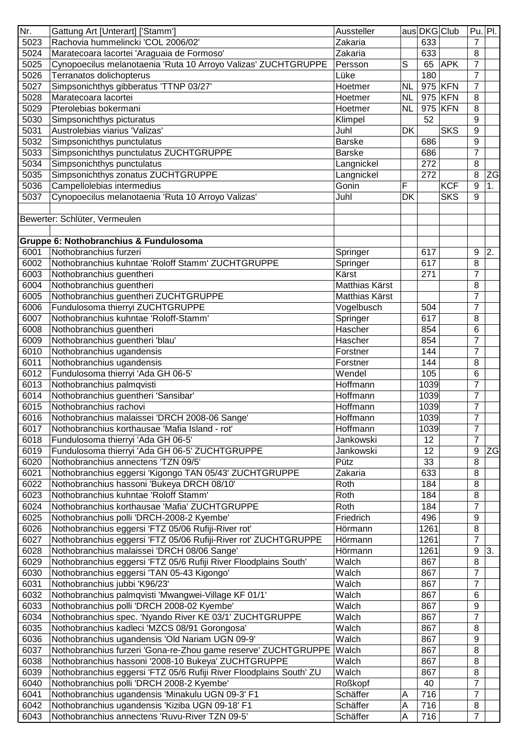| Nr. | Gattung Art [Unterart] ['Stamm'] | Aussteller | aus | DKG | Club | Pu. | Pl. |
|---|---|---|---|---|---|---|---|
| 5023 | Rachovia hummelincki 'COL 2006/02' | Zakaria | | 633 | | 7 | |
| 5024 | Maratecoara lacortei 'Araguaia de Formoso' | Zakaria | | 633 | | 8 | |
| 5025 | Cynopoecilus melanotaenia 'Ruta 10 Arroyo Valizas' ZUCHTGRUPPE | Persson | S | 65 | APK | 7 | |
| 5026 | Terranatos dolichopterus | Lüke | | 180 | | 7 | |
| 5027 | Simpsonichthys gibberatus 'TTNP 03/27' | Hoetmer | NL | 975 | KFN | 7 | |
| 5028 | Maratecoara lacortei | Hoetmer | NL | 975 | KFN | 8 | |
| 5029 | Pterolebias bokermani | Hoetmer | NL | 975 | KFN | 8 | |
| 5030 | Simpsonichthys picturatus | Klimpel | | 52 | | 9 | |
| 5031 | Austrolebias viarius 'Valizas' | Juhl | DK | | SKS | 9 | |
| 5032 | Simpsonichthys punctulatus | Barske | | 686 | | 9 | |
| 5033 | Simpsonichthys punctulatus ZUCHTGRUPPE | Barske | | 686 | | 7 | |
| 5034 | Simpsonichthys punctulatus | Langnickel | | 272 | | 8 | |
| 5035 | Simpsonichthys zonatus ZUCHTGRUPPE | Langnickel | | 272 | | 8 | ZG |
| 5036 | Campellolebias intermedius | Gonin | F | | KCF | 9 | 1. |
| 5037 | Cynopoecilus melanotaenia 'Ruta 10 Arroyo Valizas' | Juhl | DK | | SKS | 9 | |
| | | | | | | | |
| | Bewerter: Schlüter, Vermeulen | | | | | | |
| | | | | | | | |
| | **Gruppe 6: Nothobranchius & Fundulosoma** | | | | | | |
| 6001 | Nothobranchius furzeri | Springer | | 617 | | 9 | 2. |
| 6002 | Nothobranchius kuhntae 'Roloff Stamm' ZUCHTGRUPPE | Springer | | 617 | | 8 | |
| 6003 | Nothobranchius guentheri | Kärst | | 271 | | 7 | |
| 6004 | Nothobranchius guentheri | Matthias Kärst | | | | 8 | |
| 6005 | Nothobranchius guentheri ZUCHTGRUPPE | Matthias Kärst | | | | 7 | |
| 6006 | Fundulosoma thierryi ZUCHTGRUPPE | Vogelbusch | | 504 | | 7 | |
| 6007 | Nothobranchius kuhntae 'Roloff-Stamm' | Springer | | 617 | | 8 | |
| 6008 | Nothobranchius guentheri | Hascher | | 854 | | 6 | |
| 6009 | Nothobranchius guentheri 'blau' | Hascher | | 854 | | 7 | |
| 6010 | Nothobranchius ugandensis | Forstner | | 144 | | 7 | |
| 6011 | Nothobranchius ugandensis | Forstner | | 144 | | 8 | |
| 6012 | Fundulosoma thierryi 'Ada GH 06-5' | Wendel | | 105 | | 6 | |
| 6013 | Nothobranchius palmqvisti | Hoffmann | | 1039 | | 7 | |
| 6014 | Nothobranchius guentheri 'Sansibar' | Hoffmann | | 1039 | | 7 | |
| 6015 | Nothobranchius rachovi | Hoffmann | | 1039 | | 7 | |
| 6016 | Nothobranchius malaissei 'DRCH 2008-06 Sange' | Hoffmann | | 1039 | | 7 | |
| 6017 | Nothobranchius korthausae 'Mafia Island - rot' | Hoffmann | | 1039 | | 7 | |
| 6018 | Fundulosoma thierryi 'Ada GH 06-5' | Jankowski | | 12 | | 7 | |
| 6019 | Fundulosoma thierryi 'Ada GH 06-5' ZUCHTGRUPPE | Jankowski | | 12 | | 9 | ZG |
| 6020 | Nothobranchius annectens 'TZN 09/5' | Pütz | | 33 | | 8 | |
| 6021 | Nothobranchius eggersi 'Kigongo TAN 05/43' ZUCHTGRUPPE | Zakaria | | 633 | | 8 | |
| 6022 | Nothobranchius hassoni 'Bukeya DRCH 08/10' | Roth | | 184 | | 8 | |
| 6023 | Nothobranchius kuhntae 'Roloff Stamm' | Roth | | 184 | | 8 | |
| 6024 | Nothobranchius korthausae 'Mafia' ZUCHTGRUPPE | Roth | | 184 | | 7 | |
| 6025 | Nothobranchius polli 'DRCH-2008-2 Kyembe' | Friedrich | | 496 | | 9 | |
| 6026 | Nothobranchius eggersi 'FTZ 05/06 Rufiji-River rot' | Hörmann | | 1261 | | 8 | |
| 6027 | Nothobranchius eggersi 'FTZ 05/06 Rufiji-River rot' ZUCHTGRUPPE | Hörmann | | 1261 | | 7 | |
| 6028 | Nothobranchius malaissei 'DRCH 08/06 Sange' | Hörmann | | 1261 | | 9 | 3. |
| 6029 | Nothobranchius eggersi 'FTZ 05/6 Rufiji River Floodplains South' | Walch | | 867 | | 8 | |
| 6030 | Nothobranchius eggersi 'TAN 05-43 Kigongo' | Walch | | 867 | | 7 | |
| 6031 | Nothobranchius jubbi 'K96/23' | Walch | | 867 | | 7 | |
| 6032 | Nothobranchius palmqvisti 'Mwangwei-Village KF 01/1' | Walch | | 867 | | 6 | |
| 6033 | Nothobranchius polli 'DRCH 2008-02 Kyembe' | Walch | | 867 | | 9 | |
| 6034 | Nothobranchius spec. 'Nyando River KE 03/1' ZUCHTGRUPPE | Walch | | 867 | | 7 | |
| 6035 | Nothobranchius kadleci 'MZCS 08/91 Gorongosa' | Walch | | 867 | | 8 | |
| 6036 | Nothobranchius ugandensis 'Old Nariam UGN 09-9' | Walch | | 867 | | 9 | |
| 6037 | Nothobranchius furzeri 'Gona-re-Zhou game reserve' ZUCHTGRUPPE | Walch | | 867 | | 8 | |
| 6038 | Nothobranchius hassoni '2008-10 Bukeya' ZUCHTGRUPPE | Walch | | 867 | | 8 | |
| 6039 | Nothobranchius eggersi 'FTZ 05/6 Rufiji River Floodplains South' ZU | Walch | | 867 | | 8 | |
| 6040 | Nothobranchius polli 'DRCH 2008-2 Kyembe' | Roßkopf | | 40 | | 7 | |
| 6041 | Nothobranchius ugandensis 'Minakulu UGN 09-3' F1 | Schäffer | A | 716 | | 7 | |
| 6042 | Nothobranchius ugandensis 'Kiziba UGN 09-18' F1 | Schäffer | A | 716 | | 8 | |
| 6043 | Nothobranchius annectens 'Ruvu-River TZN 09-5' | Schäffer | A | 716 | | 7 | |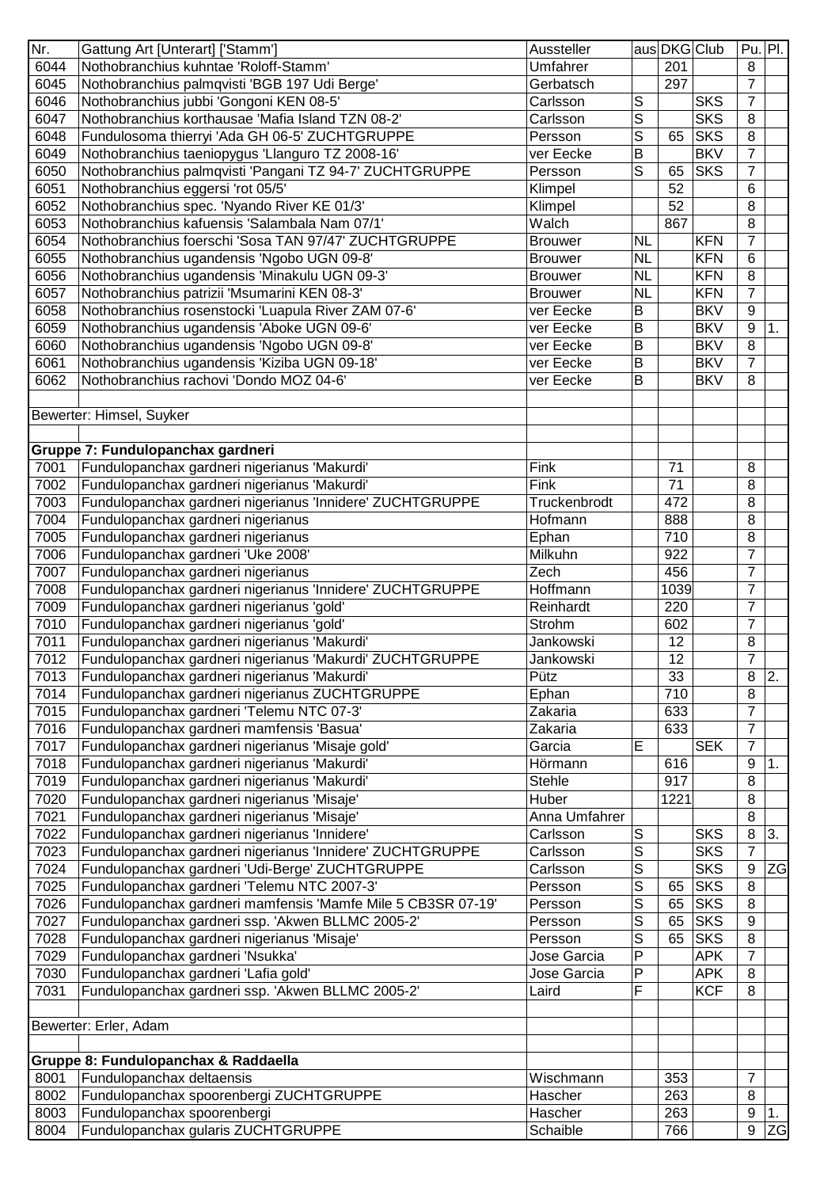| Nr. | Gattung Art [Unterart] ['Stamm'] | Aussteller | aus | DKG | Club | Pu. | Pl. |
|---|---|---|---|---|---|---|---|
| 6044 | Nothobranchius kuhntae 'Roloff-Stamm' | Umfahrer | | 201 | | 8 | |
| 6045 | Nothobranchius palmqvisti 'BGB 197 Udi Berge' | Gerbatsch | | 297 | | 7 | |
| 6046 | Nothobranchius jubbi 'Gongoni KEN 08-5' | Carlsson | S | | SKS | 7 | |
| 6047 | Nothobranchius korthausae 'Mafia Island TZN 08-2' | Carlsson | S | | SKS | 8 | |
| 6048 | Fundulosoma thierryi 'Ada GH 06-5' ZUCHTGRUPPE | Persson | S | 65 | SKS | 8 | |
| 6049 | Nothobranchius taeniopygus 'Llanguro TZ 2008-16' | ver Eecke | B | | BKV | 7 | |
| 6050 | Nothobranchius palmqvisti 'Pangani TZ 94-7' ZUCHTGRUPPE | Persson | S | 65 | SKS | 7 | |
| 6051 | Nothobranchius eggersi 'rot 05/5' | Klimpel | | 52 | | 6 | |
| 6052 | Nothobranchius spec. 'Nyando River KE 01/3' | Klimpel | | 52 | | 8 | |
| 6053 | Nothobranchius kafuensis 'Salambala Nam 07/1' | Walch | | 867 | | 8 | |
| 6054 | Nothobranchius foerschi 'Sosa TAN 97/47' ZUCHTGRUPPE | Brouwer | NL | | KFN | 7 | |
| 6055 | Nothobranchius ugandensis 'Ngobo UGN 09-8' | Brouwer | NL | | KFN | 6 | |
| 6056 | Nothobranchius ugandensis 'Minakulu UGN 09-3' | Brouwer | NL | | KFN | 8 | |
| 6057 | Nothobranchius patrizii 'Msumarini KEN 08-3' | Brouwer | NL | | KFN | 7 | |
| 6058 | Nothobranchius rosenstocki 'Luapula River ZAM 07-6' | ver Eecke | B | | BKV | 9 | |
| 6059 | Nothobranchius ugandensis 'Aboke UGN 09-6' | ver Eecke | B | | BKV | 9 | 1. |
| 6060 | Nothobranchius ugandensis 'Ngobo UGN 09-8' | ver Eecke | B | | BKV | 8 | |
| 6061 | Nothobranchius ugandensis 'Kiziba UGN 09-18' | ver Eecke | B | | BKV | 7 | |
| 6062 | Nothobranchius rachovi 'Dondo MOZ 04-6' | ver Eecke | B | | BKV | 8 | |
| | | | | | | | |
| | Bewerter: Himsel, Suyker | | | | | | |
| | | | | | | | |
| | **Gruppe 7: Fundulopanchax gardneri** | | | | | | |
| 7001 | Fundulopanchax gardneri nigerianus 'Makurdi' | Fink | | 71 | | 8 | |
| 7002 | Fundulopanchax gardneri nigerianus 'Makurdi' | Fink | | 71 | | 8 | |
| 7003 | Fundulopanchax gardneri nigerianus 'Innidere' ZUCHTGRUPPE | Truckenbrodt | | 472 | | 8 | |
| 7004 | Fundulopanchax gardneri nigerianus | Hofmann | | 888 | | 8 | |
| 7005 | Fundulopanchax gardneri nigerianus | Ephan | | 710 | | 8 | |
| 7006 | Fundulopanchax gardneri 'Uke 2008' | Milkuhn | | 922 | | 7 | |
| 7007 | Fundulopanchax gardneri nigerianus | Zech | | 456 | | 7 | |
| 7008 | Fundulopanchax gardneri nigerianus 'Innidere' ZUCHTGRUPPE | Hoffmann | | 1039 | | 7 | |
| 7009 | Fundulopanchax gardneri nigerianus 'gold' | Reinhardt | | 220 | | 7 | |
| 7010 | Fundulopanchax gardneri nigerianus 'gold' | Strohm | | 602 | | 7 | |
| 7011 | Fundulopanchax gardneri nigerianus 'Makurdi' | Jankowski | | 12 | | 8 | |
| 7012 | Fundulopanchax gardneri nigerianus 'Makurdi' ZUCHTGRUPPE | Jankowski | | 12 | | 7 | |
| 7013 | Fundulopanchax gardneri nigerianus 'Makurdi' | Pütz | | 33 | | 8 | 2. |
| 7014 | Fundulopanchax gardneri nigerianus ZUCHTGRUPPE | Ephan | | 710 | | 8 | |
| 7015 | Fundulopanchax gardneri 'Telemu NTC 07-3' | Zakaria | | 633 | | 7 | |
| 7016 | Fundulopanchax gardneri mamfensis 'Basua' | Zakaria | | 633 | | 7 | |
| 7017 | Fundulopanchax gardneri nigerianus 'Misaje gold' | Garcia | E | | SEK | 7 | |
| 7018 | Fundulopanchax gardneri nigerianus 'Makurdi' | Hörmann | | 616 | | 9 | 1. |
| 7019 | Fundulopanchax gardneri nigerianus 'Makurdi' | Stehle | | 917 | | 8 | |
| 7020 | Fundulopanchax gardneri nigerianus 'Misaje' | Huber | | 1221 | | 8 | |
| 7021 | Fundulopanchax gardneri nigerianus 'Misaje' | Anna Umfahrer | | | | 8 | |
| 7022 | Fundulopanchax gardneri nigerianus 'Innidere' | Carlsson | S | | SKS | 8 | 3. |
| 7023 | Fundulopanchax gardneri nigerianus 'Innidere' ZUCHTGRUPPE | Carlsson | S | | SKS | 7 | |
| 7024 | Fundulopanchax gardneri 'Udi-Berge' ZUCHTGRUPPE | Carlsson | S | | SKS | 9 | ZG |
| 7025 | Fundulopanchax gardneri 'Telemu NTC 2007-3' | Persson | S | 65 | SKS | 8 | |
| 7026 | Fundulopanchax gardneri mamfensis 'Mamfe Mile 5 CB3SR 07-19' | Persson | S | 65 | SKS | 8 | |
| 7027 | Fundulopanchax gardneri ssp. 'Akwen BLLMC 2005-2' | Persson | S | 65 | SKS | 9 | |
| 7028 | Fundulopanchax gardneri nigerianus 'Misaje' | Persson | S | 65 | SKS | 8 | |
| 7029 | Fundulopanchax gardneri 'Nsukka' | Jose Garcia | P | | APK | 7 | |
| 7030 | Fundulopanchax gardneri 'Lafia gold' | Jose Garcia | P | | APK | 8 | |
| 7031 | Fundulopanchax gardneri ssp. 'Akwen BLLMC 2005-2' | Laird | F | | KCF | 8 | |
| | | | | | | | |
| | Bewerter: Erler, Adam | | | | | | |
| | | | | | | | |
| | **Gruppe 8: Fundulopanchax & Raddaella** | | | | | | |
| 8001 | Fundulopanchax deltaensis | Wischmann | | 353 | | 7 | |
| 8002 | Fundulopanchax spoorenbergi ZUCHTGRUPPE | Hascher | | 263 | | 8 | |
| 8003 | Fundulopanchax spoorenbergi | Hascher | | 263 | | 9 | 1. |
| 8004 | Fundulopanchax gularis ZUCHTGRUPPE | Schaible | | 766 | | 9 | ZG |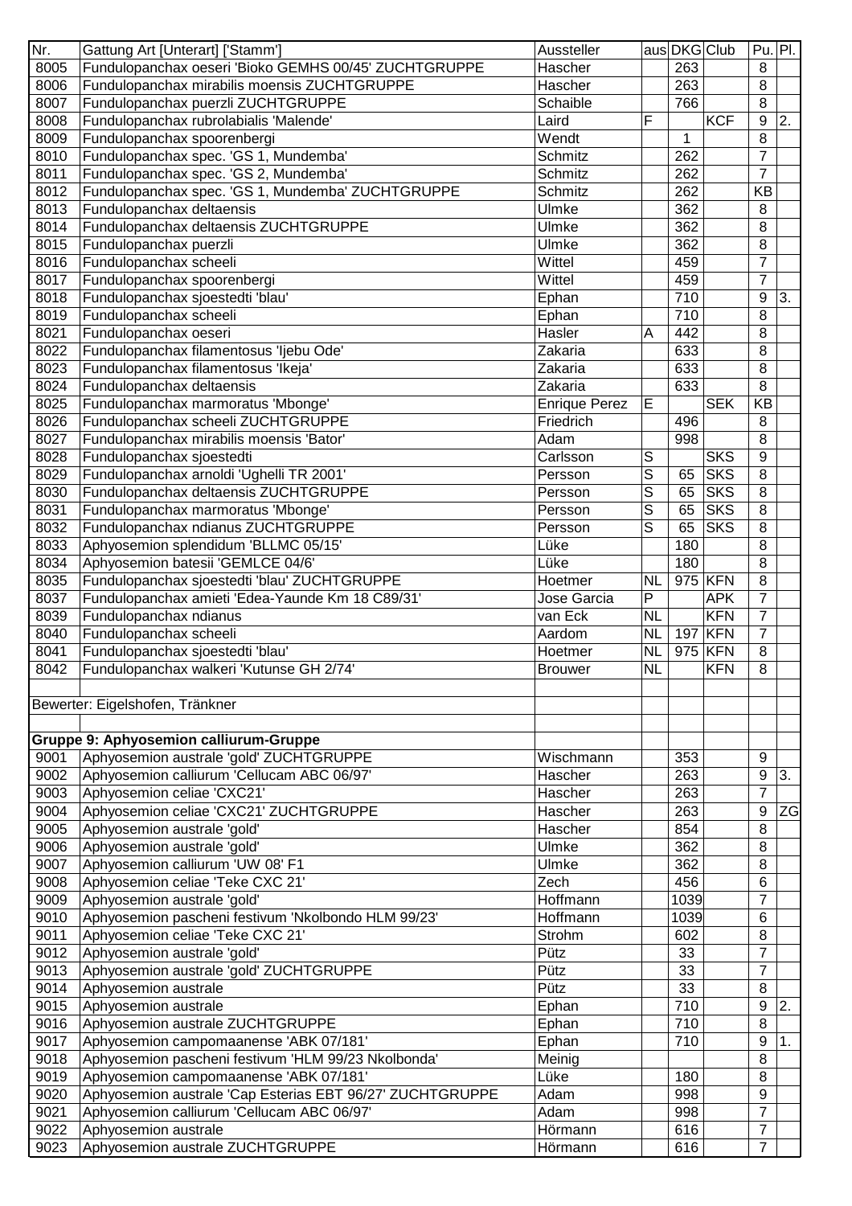| Nr. | Gattung Art [Unterart] ['Stamm'] | Aussteller | aus | DKG | Club | Pu. | Pl. |
|---|---|---|---|---|---|---|---|
| 8005 | Fundulopanchax oeseri 'Bioko GEMHS 00/45' ZUCHTGRUPPE | Hascher | | 263 | | 8 | |
| 8006 | Fundulopanchax mirabilis moensis ZUCHTGRUPPE | Hascher | | 263 | | 8 | |
| 8007 | Fundulopanchax puerzli ZUCHTGRUPPE | Schaible | | 766 | | 8 | |
| 8008 | Fundulopanchax rubrolabialis 'Malende' | Laird | F | | KCF | 9 | 2. |
| 8009 | Fundulopanchax spoorenbergi | Wendt | | 1 | | 8 | |
| 8010 | Fundulopanchax spec. 'GS 1, Mundemba' | Schmitz | | 262 | | 7 | |
| 8011 | Fundulopanchax spec. 'GS 2, Mundemba' | Schmitz | | 262 | | 7 | |
| 8012 | Fundulopanchax spec. 'GS 1, Mundemba' ZUCHTGRUPPE | Schmitz | | 262 | | KB | |
| 8013 | Fundulopanchax deltaensis | Ulmke | | 362 | | 8 | |
| 8014 | Fundulopanchax deltaensis ZUCHTGRUPPE | Ulmke | | 362 | | 8 | |
| 8015 | Fundulopanchax puerzli | Ulmke | | 362 | | 8 | |
| 8016 | Fundulopanchax scheeli | Wittel | | 459 | | 7 | |
| 8017 | Fundulopanchax spoorenbergi | Wittel | | 459 | | 7 | |
| 8018 | Fundulopanchax sjoestedti 'blau' | Ephan | | 710 | | 9 | 3. |
| 8019 | Fundulopanchax scheeli | Ephan | | 710 | | 8 | |
| 8021 | Fundulopanchax oeseri | Hasler | A | 442 | | 8 | |
| 8022 | Fundulopanchax filamentosus 'Ijebu Ode' | Zakaria | | 633 | | 8 | |
| 8023 | Fundulopanchax filamentosus 'Ikeja' | Zakaria | | 633 | | 8 | |
| 8024 | Fundulopanchax deltaensis | Zakaria | | 633 | | 8 | |
| 8025 | Fundulopanchax marmoratus 'Mbonge' | Enrique Perez | E | | SEK | KB | |
| 8026 | Fundulopanchax scheeli ZUCHTGRUPPE | Friedrich | | 496 | | 8 | |
| 8027 | Fundulopanchax mirabilis moensis 'Bator' | Adam | | 998 | | 8 | |
| 8028 | Fundulopanchax sjoestedti | Carlsson | S | | SKS | 9 | |
| 8029 | Fundulopanchax arnoldi 'Ughelli TR 2001' | Persson | S | 65 | SKS | 8 | |
| 8030 | Fundulopanchax deltaensis ZUCHTGRUPPE | Persson | S | 65 | SKS | 8 | |
| 8031 | Fundulopanchax marmoratus 'Mbonge' | Persson | S | 65 | SKS | 8 | |
| 8032 | Fundulopanchax ndianus ZUCHTGRUPPE | Persson | S | 65 | SKS | 8 | |
| 8033 | Aphyosemion splendidum 'BLLMC 05/15' | Lüke | | 180 | | 8 | |
| 8034 | Aphyosemion batesii 'GEMLCE 04/6' | Lüke | | 180 | | 8 | |
| 8035 | Fundulopanchax sjoestedti 'blau' ZUCHTGRUPPE | Hoetmer | NL | 975 | KFN | 8 | |
| 8037 | Fundulopanchax amieti 'Edea-Yaunde Km 18 C89/31' | Jose Garcia | P | | APK | 7 | |
| 8039 | Fundulopanchax ndianus | van Eck | NL | | KFN | 7 | |
| 8040 | Fundulopanchax scheeli | Aardom | NL | 197 | KFN | 7 | |
| 8041 | Fundulopanchax sjoestedti 'blau' | Hoetmer | NL | 975 | KFN | 8 | |
| 8042 | Fundulopanchax walkeri 'Kutunse GH 2/74' | Brouwer | NL | | KFN | 8 | |
| | | | | | | | |
| Bewerter: Eigelshofen, Tränkner | | | | | | | |
| | | | | | | | |
| **Gruppe 9: Aphyosemion calliurum-Gruppe** | | | | | | | |
| 9001 | Aphyosemion australe 'gold' ZUCHTGRUPPE | Wischmann | | 353 | | 9 | |
| 9002 | Aphyosemion calliurum 'Cellucam ABC 06/97' | Hascher | | 263 | | 9 | 3. |
| 9003 | Aphyosemion celiae 'CXC21' | Hascher | | 263 | | 7 | |
| 9004 | Aphyosemion celiae 'CXC21' ZUCHTGRUPPE | Hascher | | 263 | | 9 | ZG |
| 9005 | Aphyosemion australe 'gold' | Hascher | | 854 | | 8 | |
| 9006 | Aphyosemion australe 'gold' | Ulmke | | 362 | | 8 | |
| 9007 | Aphyosemion calliurum 'UW 08' F1 | Ulmke | | 362 | | 8 | |
| 9008 | Aphyosemion celiae 'Teke CXC 21' | Zech | | 456 | | 6 | |
| 9009 | Aphyosemion australe 'gold' | Hoffmann | | 1039 | | 7 | |
| 9010 | Aphyosemion pascheni festivum 'Nkolbondo HLM 99/23' | Hoffmann | | 1039 | | 6 | |
| 9011 | Aphyosemion celiae 'Teke CXC 21' | Strohm | | 602 | | 8 | |
| 9012 | Aphyosemion australe 'gold' | Pütz | | 33 | | 7 | |
| 9013 | Aphyosemion australe 'gold' ZUCHTGRUPPE | Pütz | | 33 | | 7 | |
| 9014 | Aphyosemion australe | Pütz | | 33 | | 8 | |
| 9015 | Aphyosemion australe | Ephan | | 710 | | 9 | 2. |
| 9016 | Aphyosemion australe ZUCHTGRUPPE | Ephan | | 710 | | 8 | |
| 9017 | Aphyosemion campomaanense 'ABK 07/181' | Ephan | | 710 | | 9 | 1. |
| 9018 | Aphyosemion pascheni festivum 'HLM 99/23 Nkolbonda' | Meinig | | | | 8 | |
| 9019 | Aphyosemion campomaanense 'ABK 07/181' | Lüke | | 180 | | 8 | |
| 9020 | Aphyosemion australe 'Cap Esterias EBT 96/27' ZUCHTGRUPPE | Adam | | 998 | | 9 | |
| 9021 | Aphyosemion calliurum 'Cellucam ABC 06/97' | Adam | | 998 | | 7 | |
| 9022 | Aphyosemion australe | Hörmann | | 616 | | 7 | |
| 9023 | Aphyosemion australe ZUCHTGRUPPE | Hörmann | | 616 | | 7 | |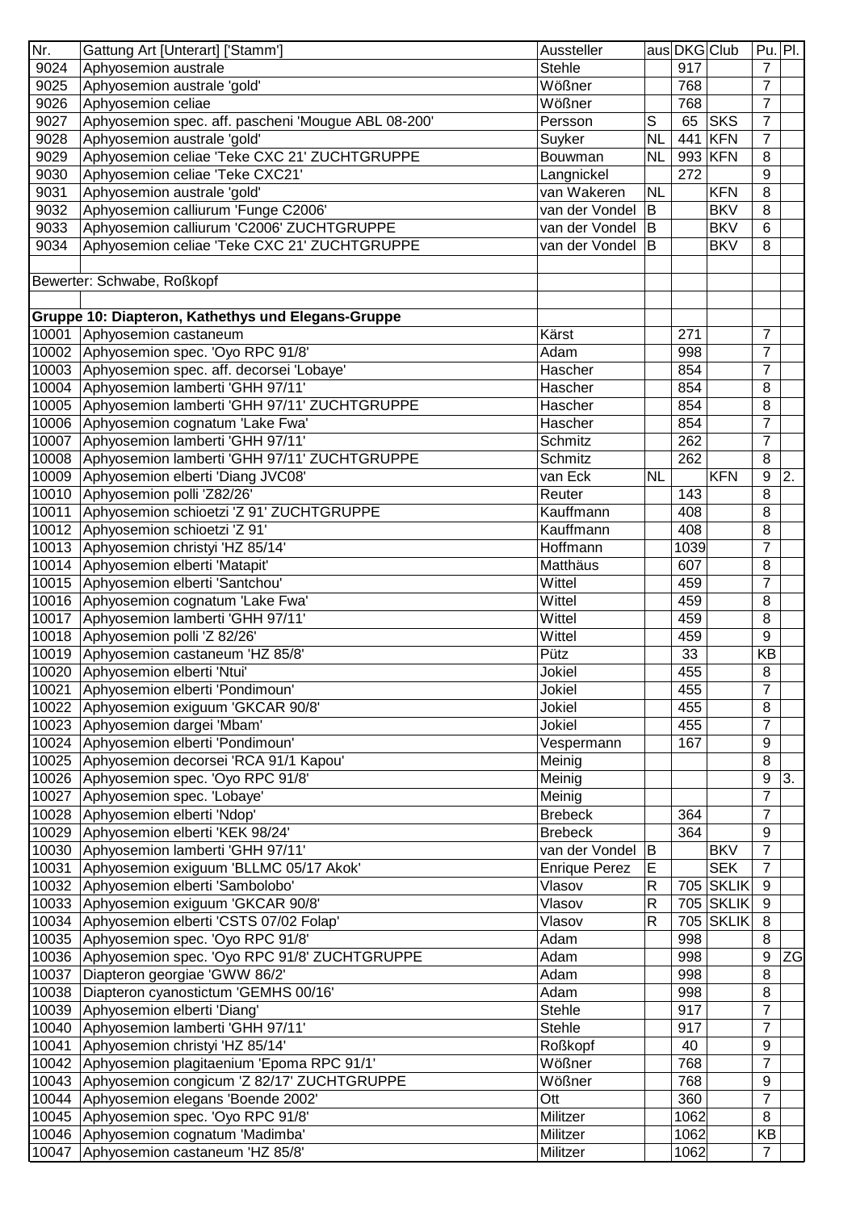| Nr. | Gattung Art [Unterart] ['Stamm'] | Aussteller | aus | DKG | Club | Pu. | Pl. |
|---|---|---|---|---|---|---|---|
| 9024 | Aphyosemion australe | Stehle | | 917 | | 7 | |
| 9025 | Aphyosemion australe 'gold' | Wößner | | 768 | | 7 | |
| 9026 | Aphyosemion celiae | Wößner | | 768 | | 7 | |
| 9027 | Aphyosemion spec. aff. pascheni 'Mougue ABL 08-200' | Persson | S | 65 | SKS | 7 | |
| 9028 | Aphyosemion australe 'gold' | Suyker | NL | 441 | KFN | 7 | |
| 9029 | Aphyosemion celiae 'Teke CXC 21' ZUCHTGRUPPE | Bouwman | NL | 993 | KFN | 8 | |
| 9030 | Aphyosemion celiae 'Teke CXC21' | Langnickel | | 272 | | 9 | |
| 9031 | Aphyosemion australe 'gold' | van Wakeren | NL | | KFN | 8 | |
| 9032 | Aphyosemion calliurum 'Funge C2006' | van der Vondel | B | | BKV | 8 | |
| 9033 | Aphyosemion calliurum 'C2006' ZUCHTGRUPPE | van der Vondel | B | | BKV | 6 | |
| 9034 | Aphyosemion celiae 'Teke CXC 21' ZUCHTGRUPPE | van der Vondel | B | | BKV | 8 | |
| | | | | | | | |
| | Bewerter: Schwabe, Roßkopf | | | | | | |
| | | | | | | | |
| | **Gruppe 10: Diapteron, Kathethys und Elegans-Gruppe** | | | | | | |
| 10001 | Aphyosemion castaneum | Kärst | | 271 | | 7 | |
| 10002 | Aphyosemion spec. 'Oyo RPC 91/8' | Adam | | 998 | | 7 | |
| 10003 | Aphyosemion spec. aff. decorsei 'Lobaye' | Hascher | | 854 | | 7 | |
| 10004 | Aphyosemion lamberti 'GHH 97/11' | Hascher | | 854 | | 8 | |
| 10005 | Aphyosemion lamberti 'GHH 97/11' ZUCHTGRUPPE | Hascher | | 854 | | 8 | |
| 10006 | Aphyosemion cognatum 'Lake Fwa' | Hascher | | 854 | | 7 | |
| 10007 | Aphyosemion lamberti 'GHH 97/11' | Schmitz | | 262 | | 7 | |
| 10008 | Aphyosemion lamberti 'GHH 97/11' ZUCHTGRUPPE | Schmitz | | 262 | | 8 | |
| 10009 | Aphyosemion elberti 'Diang JVC08' | van Eck | NL | | KFN | 9 | 2. |
| 10010 | Aphyosemion polli 'Z82/26' | Reuter | | 143 | | 8 | |
| 10011 | Aphyosemion schioetzi 'Z 91' ZUCHTGRUPPE | Kauffmann | | 408 | | 8 | |
| 10012 | Aphyosemion schioetzi 'Z 91' | Kauffmann | | 408 | | 8 | |
| 10013 | Aphyosemion christyi 'HZ 85/14' | Hoffmann | | 1039 | | 7 | |
| 10014 | Aphyosemion elberti 'Matapit' | Matthäus | | 607 | | 8 | |
| 10015 | Aphyosemion elberti 'Santchou' | Wittel | | 459 | | 7 | |
| 10016 | Aphyosemion cognatum 'Lake Fwa' | Wittel | | 459 | | 8 | |
| 10017 | Aphyosemion lamberti 'GHH 97/11' | Wittel | | 459 | | 8 | |
| 10018 | Aphyosemion polli 'Z 82/26' | Wittel | | 459 | | 9 | |
| 10019 | Aphyosemion castaneum 'HZ 85/8' | Pütz | | 33 | | KB | |
| 10020 | Aphyosemion elberti 'Ntui' | Jokiel | | 455 | | 8 | |
| 10021 | Aphyosemion elberti 'Pondimoun' | Jokiel | | 455 | | 7 | |
| 10022 | Aphyosemion exiguum 'GKCAR 90/8' | Jokiel | | 455 | | 8 | |
| 10023 | Aphyosemion dargei 'Mbam' | Jokiel | | 455 | | 7 | |
| 10024 | Aphyosemion elberti 'Pondimoun' | Vespermann | | 167 | | 9 | |
| 10025 | Aphyosemion decorsei 'RCA 91/1 Kapou' | Meinig | | | | 8 | |
| 10026 | Aphyosemion spec. 'Oyo RPC 91/8' | Meinig | | | | 9 | 3. |
| 10027 | Aphyosemion spec. 'Lobaye' | Meinig | | | | 7 | |
| 10028 | Aphyosemion elberti 'Ndop' | Brebeck | | 364 | | 7 | |
| 10029 | Aphyosemion elberti 'KEK 98/24' | Brebeck | | 364 | | 9 | |
| 10030 | Aphyosemion lamberti 'GHH 97/11' | van der Vondel | B | | BKV | 7 | |
| 10031 | Aphyosemion exiguum 'BLLMC 05/17 Akok' | Enrique Perez | E | | SEK | 7 | |
| 10032 | Aphyosemion elberti 'Sambolobo' | Vlasov | R | 705 | SKLIK | 9 | |
| 10033 | Aphyosemion exiguum 'GKCAR 90/8' | Vlasov | R | 705 | SKLIK | 9 | |
| 10034 | Aphyosemion elberti 'CSTS 07/02 Folap' | Vlasov | R | 705 | SKLIK | 8 | |
| 10035 | Aphyosemion spec. 'Oyo RPC 91/8' | Adam | | 998 | | 8 | |
| 10036 | Aphyosemion spec. 'Oyo RPC 91/8' ZUCHTGRUPPE | Adam | | 998 | | 9 | ZG |
| 10037 | Diapteron georgiae 'GWW 86/2' | Adam | | 998 | | 8 | |
| 10038 | Diapteron cyanostictum 'GEMHS 00/16' | Adam | | 998 | | 8 | |
| 10039 | Aphyosemion elberti 'Diang' | Stehle | | 917 | | 7 | |
| 10040 | Aphyosemion lamberti 'GHH 97/11' | Stehle | | 917 | | 7 | |
| 10041 | Aphyosemion christyi 'HZ 85/14' | Roßkopf | | 40 | | 9 | |
| 10042 | Aphyosemion plagitaenium 'Epoma RPC 91/1' | Wößner | | 768 | | 7 | |
| 10043 | Aphyosemion congicum 'Z 82/17' ZUCHTGRUPPE | Wößner | | 768 | | 9 | |
| 10044 | Aphyosemion elegans 'Boende 2002' | Ott | | 360 | | 7 | |
| 10045 | Aphyosemion spec. 'Oyo RPC 91/8' | Militzer | | 1062 | | 8 | |
| 10046 | Aphyosemion cognatum 'Madimba' | Militzer | | 1062 | | KB | |
| 10047 | Aphyosemion castaneum 'HZ 85/8' | Militzer | | 1062 | | 7 | |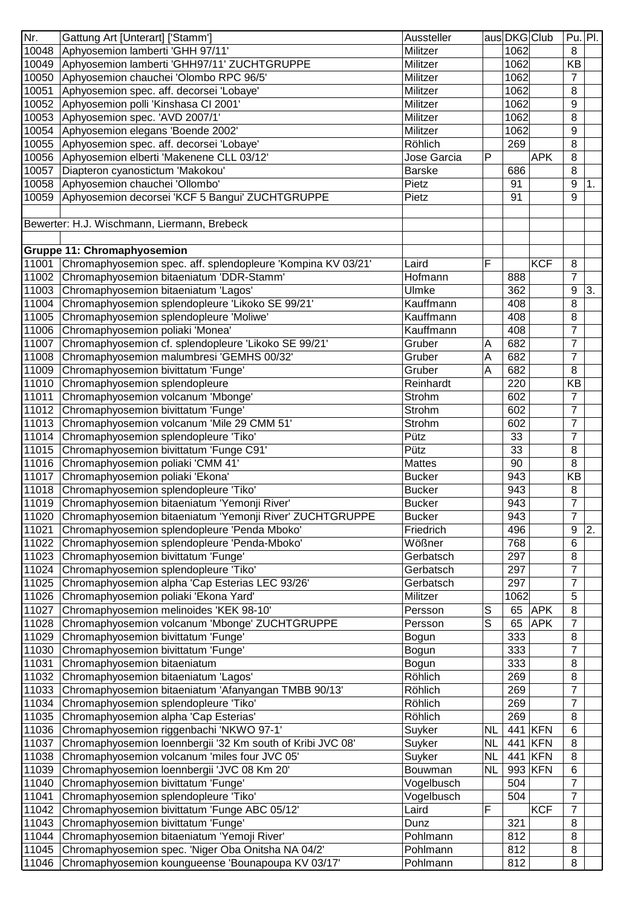| Nr. | Gattung Art [Unterart] ['Stamm'] | Aussteller | aus | DKG | Club | Pu. | Pl. |
|---|---|---|---|---|---|---|---|
| 10048 | Aphyosemion lamberti 'GHH 97/11' | Militzer | | 1062 | | 8 | |
| 10049 | Aphyosemion lamberti 'GHH97/11' ZUCHTGRUPPE | Militzer | | 1062 | | KB | |
| 10050 | Aphyosemion chauchei 'Olombo RPC 96/5' | Militzer | | 1062 | | 7 | |
| 10051 | Aphyosemion spec. aff. decorsei 'Lobaye' | Militzer | | 1062 | | 8 | |
| 10052 | Aphyosemion polli 'Kinshasa CI 2001' | Militzer | | 1062 | | 9 | |
| 10053 | Aphyosemion spec. 'AVD 2007/1' | Militzer | | 1062 | | 8 | |
| 10054 | Aphyosemion elegans 'Boende 2002' | Militzer | | 1062 | | 9 | |
| 10055 | Aphyosemion spec. aff. decorsei 'Lobaye' | Röhlich | | 269 | | 8 | |
| 10056 | Aphyosemion elberti 'Makenene CLL 03/12' | Jose Garcia | P | | APK | 8 | |
| 10057 | Diapteron cyanostictum 'Makokou' | Barske | | 686 | | 8 | |
| 10058 | Aphyosemion chauchei 'Ollombo' | Pietz | | 91 | | 9 | 1. |
| 10059 | Aphyosemion decorsei 'KCF 5 Bangui' ZUCHTGRUPPE | Pietz | | 91 | | 9 | |
| | | | | | | | |
| Bewerter: H.J. Wischmann, Liermann, Brebeck | | | | | | | |
| | | | | | | | |
| **Gruppe 11: Chromaphyosemion** | | | | | | | |
| 11001 | Chromaphyosemion spec. aff. splendopleure 'Kompina KV 03/21' | Laird | F | | KCF | 8 | |
| 11002 | Chromaphyosemion bitaeniatum 'DDR-Stamm' | Hofmann | | 888 | | 7 | |
| 11003 | Chromaphyosemion bitaeniatum 'Lagos' | Ulmke | | 362 | | 9 | 3. |
| 11004 | Chromaphyosemion splendopleure 'Likoko SE 99/21' | Kauffmann | | 408 | | 8 | |
| 11005 | Chromaphyosemion splendopleure 'Moliwe' | Kauffmann | | 408 | | 8 | |
| 11006 | Chromaphyosemion poliaki 'Monea' | Kauffmann | | 408 | | 7 | |
| 11007 | Chromaphyosemion cf. splendopleure 'Likoko SE 99/21' | Gruber | A | 682 | | 7 | |
| 11008 | Chromaphyosemion malumbresi 'GEMHS 00/32' | Gruber | A | 682 | | 7 | |
| 11009 | Chromaphyosemion bivittatum 'Funge' | Gruber | A | 682 | | 8 | |
| 11010 | Chromaphyosemion splendopleure | Reinhardt | | 220 | | KB | |
| 11011 | Chromaphyosemion volcanum 'Mbonge' | Strohm | | 602 | | 7 | |
| 11012 | Chromaphyosemion bivittatum 'Funge' | Strohm | | 602 | | 7 | |
| 11013 | Chromaphyosemion volcanum 'Mile 29 CMM 51' | Strohm | | 602 | | 7 | |
| 11014 | Chromaphyosemion splendopleure 'Tiko' | Pütz | | 33 | | 7 | |
| 11015 | Chromaphyosemion bivittatum 'Funge C91' | Pütz | | 33 | | 8 | |
| 11016 | Chromaphyosemion poliaki 'CMM 41' | Mattes | | 90 | | 8 | |
| 11017 | Chromaphyosemion poliaki 'Ekona' | Bucker | | 943 | | KB | |
| 11018 | Chromaphyosemion splendopleure 'Tiko' | Bucker | | 943 | | 8 | |
| 11019 | Chromaphyosemion bitaeniatum 'Yemonji River' | Bucker | | 943 | | 7 | |
| 11020 | Chromaphyosemion bitaeniatum 'Yemonji River' ZUCHTGRUPPE | Bucker | | 943 | | 7 | |
| 11021 | Chromaphyosemion splendopleure 'Penda Mboko' | Friedrich | | 496 | | 9 | 2. |
| 11022 | Chromaphyosemion splendopleure 'Penda-Mboko' | Wößner | | 768 | | 6 | |
| 11023 | Chromaphyosemion bivittatum 'Funge' | Gerbatsch | | 297 | | 8 | |
| 11024 | Chromaphyosemion splendopleure 'Tiko' | Gerbatsch | | 297 | | 7 | |
| 11025 | Chromaphyosemion alpha 'Cap Esterias LEC 93/26' | Gerbatsch | | 297 | | 7 | |
| 11026 | Chromaphyosemion poliaki 'Ekona Yard' | Militzer | | 1062 | | 5 | |
| 11027 | Chromaphyosemion melinoides 'KEK 98-10' | Persson | S | 65 | APK | 8 | |
| 11028 | Chromaphyosemion volcanum 'Mbonge' ZUCHTGRUPPE | Persson | S | 65 | APK | 7 | |
| 11029 | Chromaphyosemion bivittatum 'Funge' | Bogun | | 333 | | 8 | |
| 11030 | Chromaphyosemion bivittatum 'Funge' | Bogun | | 333 | | 7 | |
| 11031 | Chromaphyosemion bitaeniatum | Bogun | | 333 | | 8 | |
| 11032 | Chromaphyosemion bitaeniatum 'Lagos' | Röhlich | | 269 | | 8 | |
| 11033 | Chromaphyosemion bitaeniatum 'Afanyangan TMBB 90/13' | Röhlich | | 269 | | 7 | |
| 11034 | Chromaphyosemion splendopleure 'Tiko' | Röhlich | | 269 | | 7 | |
| 11035 | Chromaphyosemion alpha 'Cap Esterias' | Röhlich | | 269 | | 8 | |
| 11036 | Chromaphyosemion riggenbachi 'NKWO 97-1' | Suyker | NL | 441 | KFN | 6 | |
| 11037 | Chromaphyosemion loennbergii '32 Km south of Kribi JVC 08' | Suyker | NL | 441 | KFN | 8 | |
| 11038 | Chromaphyosemion volcanum 'miles four JVC 05' | Suyker | NL | 441 | KFN | 8 | |
| 11039 | Chromaphyosemion loennbergii 'JVC 08 Km 20' | Bouwman | NL | 993 | KFN | 6 | |
| 11040 | Chromaphyosemion bivittatum 'Funge' | Vogelbusch | | 504 | | 7 | |
| 11041 | Chromaphyosemion splendopleure 'Tiko' | Vogelbusch | | 504 | | 7 | |
| 11042 | Chromaphyosemion bivittatum 'Funge ABC 05/12' | Laird | F | | KCF | 7 | |
| 11043 | Chromaphyosemion bivittatum 'Funge' | Dunz | | 321 | | 8 | |
| 11044 | Chromaphyosemion bitaeniatum 'Yemoji River' | Pohlmann | | 812 | | 8 | |
| 11045 | Chromaphyosemion spec. 'Niger Oba Onitsha NA 04/2' | Pohlmann | | 812 | | 8 | |
| 11046 | Chromaphyosemion koungueense 'Bounapoupa KV 03/17' | Pohlmann | | 812 | | 8 | |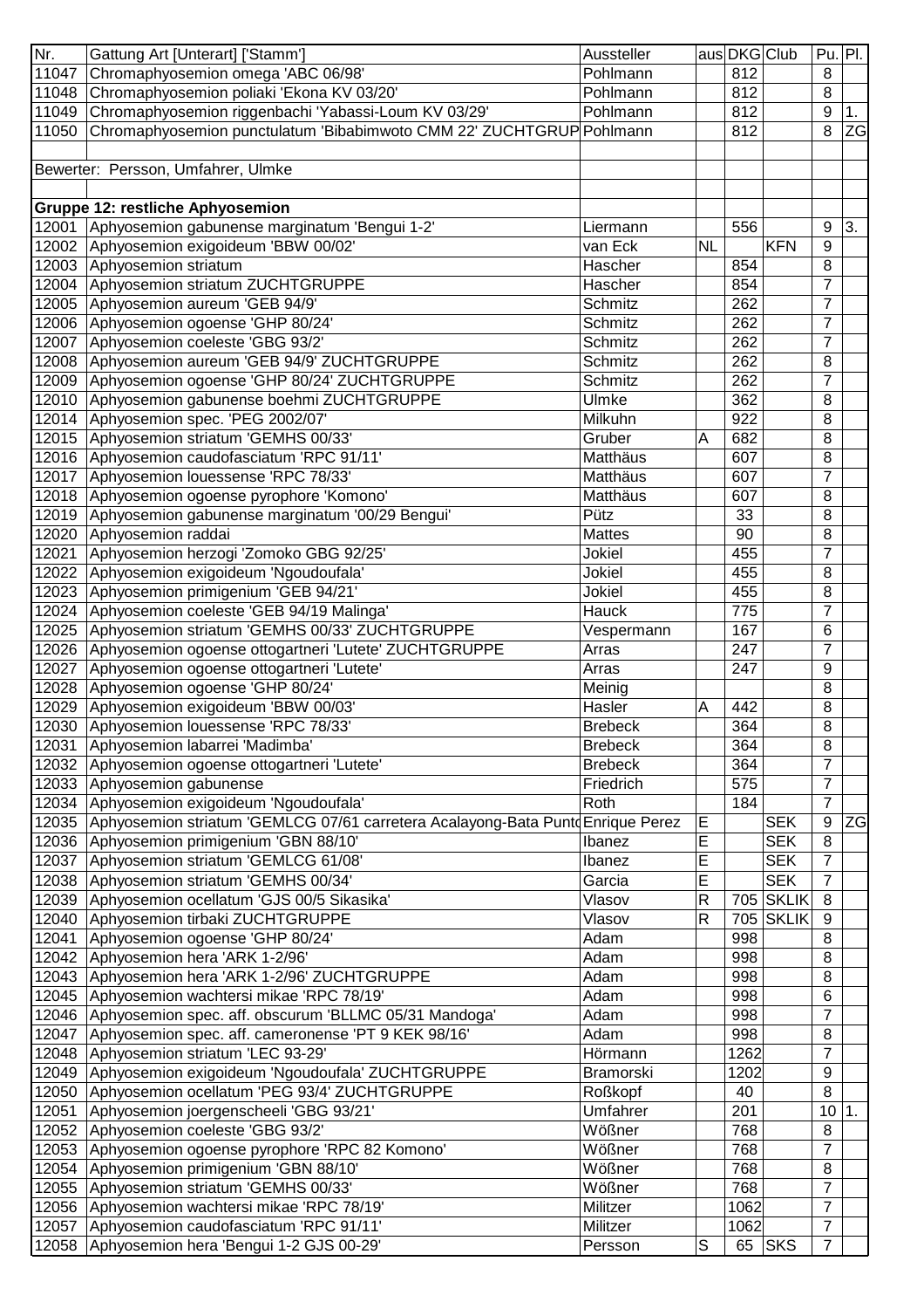| Nr. | Gattung Art [Unterart] ['Stamm'] | Aussteller | aus | DKG | Club | Pu. | Pl. |
|---|---|---|---|---|---|---|---|
| 11047 | Chromaphyosemion omega 'ABC 06/98' | Pohlmann | | 812 | | 8 | |
| 11048 | Chromaphyosemion poliaki 'Ekona KV 03/20' | Pohlmann | | 812 | | 8 | |
| 11049 | Chromaphyosemion riggenbachi 'Yabassi-Loum KV 03/29' | Pohlmann | | 812 | | 9 | 1. |
| 11050 | Chromaphyosemion punctulatum 'Bibabimwoto CMM 22' ZUCHTGRUP | Pohlmann | | 812 | | 8 | ZG |
| | | | | | | | |
| | Bewerter: Persson, Umfahrer, Ulmke | | | | | | |
| | | | | | | | |
| | **Gruppe 12: restliche Aphyosemion** | | | | | | |
| 12001 | Aphyosemion gabunense marginatum 'Bengui 1-2' | Liermann | | 556 | | 9 | 3. |
| 12002 | Aphyosemion exigoideum 'BBW 00/02' | van Eck | NL | | KFN | 9 | |
| 12003 | Aphyosemion striatum | Hascher | | 854 | | 8 | |
| 12004 | Aphyosemion striatum ZUCHTGRUPPE | Hascher | | 854 | | 7 | |
| 12005 | Aphyosemion aureum 'GEB 94/9' | Schmitz | | 262 | | 7 | |
| 12006 | Aphyosemion ogoense 'GHP 80/24' | Schmitz | | 262 | | 7 | |
| 12007 | Aphyosemion coeleste 'GBG 93/2' | Schmitz | | 262 | | 7 | |
| 12008 | Aphyosemion aureum 'GEB 94/9' ZUCHTGRUPPE | Schmitz | | 262 | | 8 | |
| 12009 | Aphyosemion ogoense 'GHP 80/24' ZUCHTGRUPPE | Schmitz | | 262 | | 7 | |
| 12010 | Aphyosemion gabunense boehmi ZUCHTGRUPPE | Ulmke | | 362 | | 8 | |
| 12014 | Aphyosemion spec. 'PEG 2002/07' | Milkuhn | | 922 | | 8 | |
| 12015 | Aphyosemion striatum 'GEMHS 00/33' | Gruber | A | 682 | | 8 | |
| 12016 | Aphyosemion caudofasciatum 'RPC 91/11' | Matthäus | | 607 | | 8 | |
| 12017 | Aphyosemion louessense 'RPC 78/33' | Matthäus | | 607 | | 7 | |
| 12018 | Aphyosemion ogoense pyrophore 'Komono' | Matthäus | | 607 | | 8 | |
| 12019 | Aphyosemion gabunense marginatum '00/29 Bengui' | Pütz | | 33 | | 8 | |
| 12020 | Aphyosemion raddai | Mattes | | 90 | | 8 | |
| 12021 | Aphyosemion herzogi 'Zomoko GBG 92/25' | Jokiel | | 455 | | 7 | |
| 12022 | Aphyosemion exigoideum 'Ngoudoufala' | Jokiel | | 455 | | 8 | |
| 12023 | Aphyosemion primigenium 'GEB 94/21' | Jokiel | | 455 | | 8 | |
| 12024 | Aphyosemion coeleste 'GEB 94/19 Malinga' | Hauck | | 775 | | 7 | |
| 12025 | Aphyosemion striatum 'GEMHS 00/33' ZUCHTGRUPPE | Vespermann | | 167 | | 6 | |
| 12026 | Aphyosemion ogoense ottogartneri 'Lutete' ZUCHTGRUPPE | Arras | | 247 | | 7 | |
| 12027 | Aphyosemion ogoense ottogartneri 'Lutete' | Arras | | 247 | | 9 | |
| 12028 | Aphyosemion ogoense 'GHP 80/24' | Meinig | | | | 8 | |
| 12029 | Aphyosemion exigoideum 'BBW 00/03' | Hasler | A | 442 | | 8 | |
| 12030 | Aphyosemion louessense 'RPC 78/33' | Brebeck | | 364 | | 8 | |
| 12031 | Aphyosemion labarrei 'Madimba' | Brebeck | | 364 | | 8 | |
| 12032 | Aphyosemion ogoense ottogartneri 'Lutete' | Brebeck | | 364 | | 7 | |
| 12033 | Aphyosemion gabunense | Friedrich | | 575 | | 7 | |
| 12034 | Aphyosemion exigoideum 'Ngoudoufala' | Roth | | 184 | | 7 | |
| 12035 | Aphyosemion striatum 'GEMLCG 07/61 carretera Acalayong-Bata Punto | Enrique Perez | E | | SEK | 9 | ZG |
| 12036 | Aphyosemion primigenium 'GBN 88/10' | Ibanez | E | | SEK | 8 | |
| 12037 | Aphyosemion striatum 'GEMLCG 61/08' | Ibanez | E | | SEK | 7 | |
| 12038 | Aphyosemion striatum 'GEMHS 00/34' | Garcia | E | | SEK | 7 | |
| 12039 | Aphyosemion ocellatum 'GJS 00/5 Sikasika' | Vlasov | R | 705 | SKLIK | 8 | |
| 12040 | Aphyosemion tirbaki ZUCHTGRUPPE | Vlasov | R | 705 | SKLIK | 9 | |
| 12041 | Aphyosemion ogoense 'GHP 80/24' | Adam | | 998 | | 8 | |
| 12042 | Aphyosemion hera 'ARK 1-2/96' | Adam | | 998 | | 8 | |
| 12043 | Aphyosemion hera 'ARK 1-2/96' ZUCHTGRUPPE | Adam | | 998 | | 8 | |
| 12045 | Aphyosemion wachtersi mikae 'RPC 78/19' | Adam | | 998 | | 6 | |
| 12046 | Aphyosemion spec. aff. obscurum 'BLLMC 05/31 Mandoga' | Adam | | 998 | | 7 | |
| 12047 | Aphyosemion spec. aff. cameronense 'PT 9 KEK 98/16' | Adam | | 998 | | 8 | |
| 12048 | Aphyosemion striatum 'LEC 93-29' | Hörmann | | 1262 | | 7 | |
| 12049 | Aphyosemion exigoideum 'Ngoudoufala' ZUCHTGRUPPE | Bramorski | | 1202 | | 9 | |
| 12050 | Aphyosemion ocellatum 'PEG 93/4' ZUCHTGRUPPE | Roßkopf | | 40 | | 8 | |
| 12051 | Aphyosemion joergenscheeli 'GBG 93/21' | Umfahrer | | 201 | | 10 | 1. |
| 12052 | Aphyosemion coeleste 'GBG 93/2' | Wößner | | 768 | | 8 | |
| 12053 | Aphyosemion ogoense pyrophore 'RPC 82 Komono' | Wößner | | 768 | | 7 | |
| 12054 | Aphyosemion primigenium 'GBN 88/10' | Wößner | | 768 | | 8 | |
| 12055 | Aphyosemion striatum 'GEMHS 00/33' | Wößner | | 768 | | 7 | |
| 12056 | Aphyosemion wachtersi mikae 'RPC 78/19' | Militzer | | 1062 | | 7 | |
| 12057 | Aphyosemion caudofasciatum 'RPC 91/11' | Militzer | | 1062 | | 7 | |
| 12058 | Aphyosemion hera 'Bengui 1-2 GJS 00-29' | Persson | S | 65 | SKS | 7 | |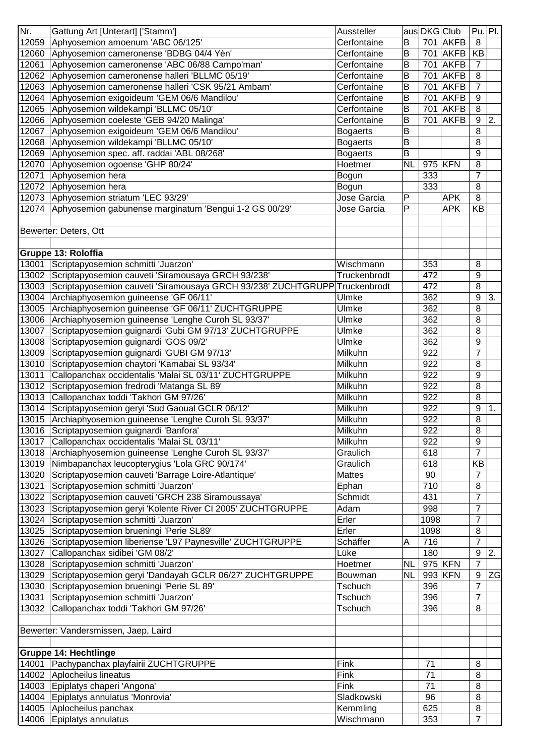| Nr. | Gattung Art [Unterart] ['Stamm'] | Aussteller | aus | DKG | Club | Pu. | Pl. |
|---|---|---|---|---|---|---|---|
| 12059 | Aphyosemion amoenum 'ABC 06/125' | Cerfontaine | B | 701 | AKFB | 8 | |
| 12060 | Aphyosemion cameronense 'BDBG 04/4 Yèn' | Cerfontaine | B | 701 | AKFB | KB | |
| 12061 | Aphyosemion cameronense 'ABC 06/88 Campo'man' | Cerfontaine | B | 701 | AKFB | 7 | |
| 12062 | Aphyosemion cameronense halleri 'BLLMC 05/19' | Cerfontaine | B | 701 | AKFB | 8 | |
| 12063 | Aphyosemion cameronense halleri 'CSK 95/21 Ambam' | Cerfontaine | B | 701 | AKFB | 7 | |
| 12064 | Aphyosemion exigoideum 'GEM 06/6 Mandilou' | Cerfontaine | B | 701 | AKFB | 9 | |
| 12065 | Aphyosemion wildekampi 'BLLMC 05/10' | Cerfontaine | B | 701 | AKFB | 8 | |
| 12066 | Aphyosemion coeleste 'GEB 94/20 Malinga' | Cerfontaine | B | 701 | AKFB | 9 | 2. |
| 12067 | Aphyosemion exigoideum 'GEM 06/6 Mandilou' | Bogaerts | B | | | 8 | |
| 12068 | Aphyosemion wildekampi 'BLLMC 05/10' | Bogaerts | B | | | 8 | |
| 12069 | Aphyosemion spec. aff. raddai 'ABL 08/268' | Bogaerts | B | | | 9 | |
| 12070 | Aphyosemion ogoense 'GHP 80/24' | Hoetmer | NL | 975 | KFN | 8 | |
| 12071 | Aphyosemion hera | Bogun | | 333 | | 7 | |
| 12072 | Aphyosemion hera | Bogun | | 333 | | 8 | |
| 12073 | Aphyosemion striatum 'LEC 93/29' | Jose Garcia | P | | APK | 8 | |
| 12074 | Aphyosemion gabunense marginatum 'Bengui 1-2 GS 00/29' | Jose Garcia | P | | APK | KB | |
| | | | | | | | |
| Bewerter: Deters, Ott | | | | | | | |
| | | | | | | | |
| **Gruppe 13: Roloffia** | | | | | | | |
| 13001 | Scriptapyosemion schmitti 'Juarzon' | Wischmann | | 353 | | 8 | |
| 13002 | Scriptapyosemion cauveti 'Siramousaya GRCH 93/238' | Truckenbrodt | | 472 | | 9 | |
| 13003 | Scriptapyosemion cauveti 'Siramousaya GRCH 93/238' ZUCHTGRUPPE | Truckenbrodt | | 472 | | 8 | |
| 13004 | Archiaphyosemion guineense 'GF 06/11' | Ulmke | | 362 | | 9 | 3. |
| 13005 | Archiaphyosemion guineense 'GF 06/11' ZUCHTGRUPPE | Ulmke | | 362 | | 8 | |
| 13006 | Archiaphyosemion guineense 'Lenghe Curoh SL 93/37' | Ulmke | | 362 | | 8 | |
| 13007 | Scriptapyosemion guignardi 'Gubi GM 97/13' ZUCHTGRUPPE | Ulmke | | 362 | | 8 | |
| 13008 | Scriptapyosemion guignardi 'GOS 09/2' | Ulmke | | 362 | | 9 | |
| 13009 | Scriptapyosemion guignardi 'GUBI GM 97/13' | Milkuhn | | 922 | | 7 | |
| 13010 | Scriptapyosemion chaytori 'Kamabai SL 93/34' | Milkuhn | | 922 | | 8 | |
| 13011 | Callopanchax occidentalis 'Malai SL 03/11' ZUCHTGRUPPE | Milkuhn | | 922 | | 9 | |
| 13012 | Scriptapyosemion fredrodi 'Matanga SL 89' | Milkuhn | | 922 | | 8 | |
| 13013 | Callopanchax toddi 'Takhori GM 97/26' | Milkuhn | | 922 | | 8 | |
| 13014 | Scriptapyosemion geryi 'Sud Gaoual GCLR 06/12' | Milkuhn | | 922 | | 9 | 1. |
| 13015 | Archiaphyosemion guineense 'Lenghe Curoh SL 93/37' | Milkuhn | | 922 | | 8 | |
| 13016 | Scriptapyosemion guignardi 'Banfora' | Milkuhn | | 922 | | 8 | |
| 13017 | Callopanchax occidentalis 'Malai SL 03/11' | Milkuhn | | 922 | | 9 | |
| 13018 | Archiaphyosemion guineense 'Lenghe Curoh SL 93/37' | Graulich | | 618 | | 7 | |
| 13019 | Nimbapanchax leucopterygius 'Lola GRC 90/174' | Graulich | | 618 | | KB | |
| 13020 | Scriptapyosemion cauveti 'Barrage Loire-Atlantique' | Mattes | | 90 | | 7 | |
| 13021 | Scriptapyosemion schmitti 'Juarzon' | Ephan | | 710 | | 8 | |
| 13022 | Scriptapyosemion cauveti 'GRCH 238 Siramoussaya' | Schmidt | | 431 | | 7 | |
| 13023 | Scriptapyosemion geryi 'Kolente River CI 2005' ZUCHTGRUPPE | Adam | | 998 | | 7 | |
| 13024 | Scriptapyosemion schmitti 'Juarzon' | Erler | | 1098 | | 7 | |
| 13025 | Scriptapyosemion brueningi 'Perie SL89' | Erler | | 1098 | | 8 | |
| 13026 | Scriptapyosemion liberiense 'L97 Paynesville' ZUCHTGRUPPE | Schäffer | A | 716 | | 7 | |
| 13027 | Callopanchax sidibei 'GM 08/2' | Lüke | | 180 | | 9 | 2. |
| 13028 | Scriptapyosemion schmitti 'Juarzon' | Hoetmer | NL | 975 | KFN | 7 | |
| 13029 | Scriptapyosemion geryi 'Dandayah GCLR 06/27' ZUCHTGRUPPE | Bouwman | NL | 993 | KFN | 9 | ZG |
| 13030 | Scriptapyosemion brueningi 'Perie SL 89' | Tschuch | | 396 | | 7 | |
| 13031 | Scriptapyosemion schmitti 'Juarzon' | Tschuch | | 396 | | 7 | |
| 13032 | Callopanchax toddi 'Takhori GM 97/26' | Tschuch | | 396 | | 8 | |
| | | | | | | | |
| Bewerter: Vandersmissen, Jaep, Laird | | | | | | | |
| | | | | | | | |
| **Gruppe 14: Hechtlinge** | | | | | | | |
| 14001 | Pachypanchax playfairii ZUCHTGRUPPE | Fink | | 71 | | 8 | |
| 14002 | Aplocheilus lineatus | Fink | | 71 | | 8 | |
| 14003 | Epiplatys chaperi 'Angona' | Fink | | 71 | | 8 | |
| 14004 | Epiplatys annulatus 'Monrovia' | Sladkowski | | 96 | | 8 | |
| 14005 | Aplocheilus panchax | Kemmling | | 625 | | 8 | |
| 14006 | Epiplatys annulatus | Wischmann | | 353 | | 7 | |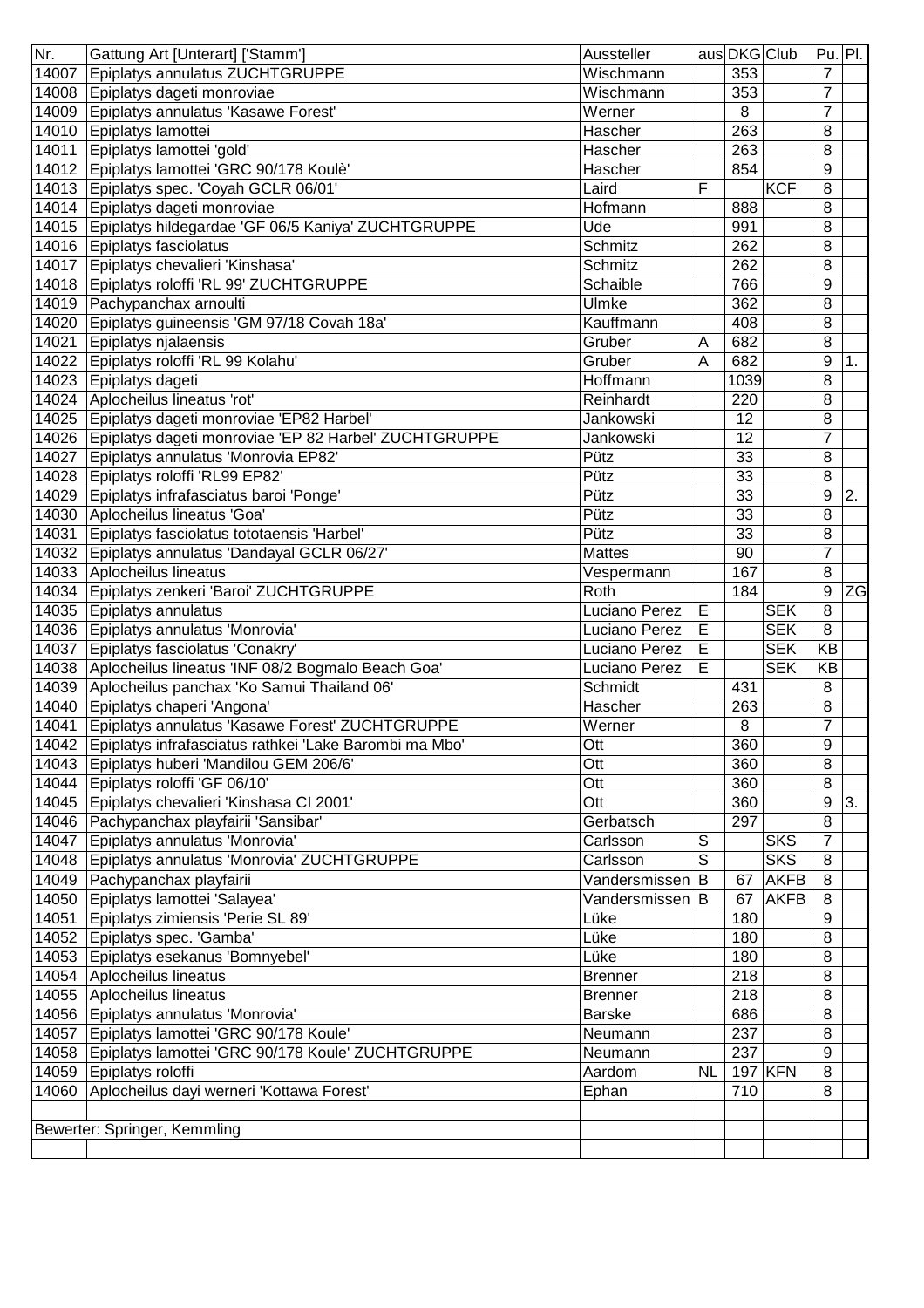| Nr. | Gattung Art [Unterart] ['Stamm'] | Aussteller | aus | DKG | Club | Pu. | Pl. |
|---|---|---|---|---|---|---|---|
| 14007 | Epiplatys annulatus ZUCHTGRUPPE | Wischmann | | 353 | | 7 | |
| 14008 | Epiplatys dageti monroviae | Wischmann | | 353 | | 7 | |
| 14009 | Epiplatys annulatus 'Kasawe Forest' | Werner | | 8 | | 7 | |
| 14010 | Epiplatys lamottei | Hascher | | 263 | | 8 | |
| 14011 | Epiplatys lamottei 'gold' | Hascher | | 263 | | 8 | |
| 14012 | Epiplatys lamottei 'GRC 90/178 Koulè' | Hascher | | 854 | | 9 | |
| 14013 | Epiplatys spec. 'Coyah GCLR 06/01' | Laird | F | | KCF | 8 | |
| 14014 | Epiplatys dageti monroviae | Hofmann | | 888 | | 8 | |
| 14015 | Epiplatys hildegardae 'GF 06/5 Kaniya' ZUCHTGRUPPE | Ude | | 991 | | 8 | |
| 14016 | Epiplatys fasciolatus | Schmitz | | 262 | | 8 | |
| 14017 | Epiplatys chevalieri 'Kinshasa' | Schmitz | | 262 | | 8 | |
| 14018 | Epiplatys roloffi 'RL 99' ZUCHTGRUPPE | Schaible | | 766 | | 9 | |
| 14019 | Pachypanchax arnoulti | Ulmke | | 362 | | 8 | |
| 14020 | Epiplatys guineensis 'GM 97/18 Covah 18a' | Kauffmann | | 408 | | 8 | |
| 14021 | Epiplatys njalaensis | Gruber | A | 682 | | 8 | |
| 14022 | Epiplatys roloffi 'RL 99 Kolahu' | Gruber | A | 682 | | 9 | 1. |
| 14023 | Epiplatys dageti | Hoffmann | | 1039 | | 8 | |
| 14024 | Aplocheilus lineatus 'rot' | Reinhardt | | 220 | | 8 | |
| 14025 | Epiplatys dageti monroviae 'EP82 Harbel' | Jankowski | | 12 | | 8 | |
| 14026 | Epiplatys dageti monroviae 'EP 82 Harbel' ZUCHTGRUPPE | Jankowski | | 12 | | 7 | |
| 14027 | Epiplatys annulatus 'Monrovia EP82' | Pütz | | 33 | | 8 | |
| 14028 | Epiplatys roloffi 'RL99 EP82' | Pütz | | 33 | | 8 | |
| 14029 | Epiplatys infrafasciatus baroi 'Ponge' | Pütz | | 33 | | 9 | 2. |
| 14030 | Aplocheilus lineatus 'Goa' | Pütz | | 33 | | 8 | |
| 14031 | Epiplatys fasciolatus tototaensis 'Harbel' | Pütz | | 33 | | 8 | |
| 14032 | Epiplatys annulatus 'Dandayal GCLR 06/27' | Mattes | | 90 | | 7 | |
| 14033 | Aplocheilus lineatus | Vespermann | | 167 | | 8 | |
| 14034 | Epiplatys zenkeri 'Baroi' ZUCHTGRUPPE | Roth | | 184 | | 9 | ZG |
| 14035 | Epiplatys annulatus | Luciano Perez | E | | SEK | 8 | |
| 14036 | Epiplatys annulatus 'Monrovia' | Luciano Perez | E | | SEK | 8 | |
| 14037 | Epiplatys fasciolatus 'Conakry' | Luciano Perez | E | | SEK | KB | |
| 14038 | Aplocheilus lineatus 'INF 08/2 Bogmalo Beach Goa' | Luciano Perez | E | | SEK | KB | |
| 14039 | Aplocheilus panchax 'Ko Samui Thailand 06' | Schmidt | | 431 | | 8 | |
| 14040 | Epiplatys chaperi 'Angona' | Hascher | | 263 | | 8 | |
| 14041 | Epiplatys annulatus 'Kasawe Forest' ZUCHTGRUPPE | Werner | | 8 | | 7 | |
| 14042 | Epiplatys infrafasciatus rathkei 'Lake Barombi ma Mbo' | Ott | | 360 | | 9 | |
| 14043 | Epiplatys huberi 'Mandilou GEM 206/6' | Ott | | 360 | | 8 | |
| 14044 | Epiplatys roloffi 'GF 06/10' | Ott | | 360 | | 8 | |
| 14045 | Epiplatys chevalieri 'Kinshasa CI 2001' | Ott | | 360 | | 9 | 3. |
| 14046 | Pachypanchax playfairii 'Sansibar' | Gerbatsch | | 297 | | 8 | |
| 14047 | Epiplatys annulatus 'Monrovia' | Carlsson | S | | SKS | 7 | |
| 14048 | Epiplatys annulatus 'Monrovia' ZUCHTGRUPPE | Carlsson | S | | SKS | 8 | |
| 14049 | Pachypanchax playfairii | Vandersmissen | B | 67 | AKFB | 8 | |
| 14050 | Epiplatys lamottei 'Salayea' | Vandersmissen | B | 67 | AKFB | 8 | |
| 14051 | Epiplatys zimiensis 'Perie SL 89' | Lüke | | 180 | | 9 | |
| 14052 | Epiplatys spec. 'Gamba' | Lüke | | 180 | | 8 | |
| 14053 | Epiplatys esekanus 'Bomnyebel' | Lüke | | 180 | | 8 | |
| 14054 | Aplocheilus lineatus | Brenner | | 218 | | 8 | |
| 14055 | Aplocheilus lineatus | Brenner | | 218 | | 8 | |
| 14056 | Epiplatys annulatus 'Monrovia' | Barske | | 686 | | 8 | |
| 14057 | Epiplatys lamottei 'GRC 90/178 Koule' | Neumann | | 237 | | 8 | |
| 14058 | Epiplatys lamottei 'GRC 90/178 Koule' ZUCHTGRUPPE | Neumann | | 237 | | 9 | |
| 14059 | Epiplatys roloffi | Aardom | NL | 197 | KFN | 8 | |
| 14060 | Aplocheilus dayi werneri 'Kottawa Forest' | Ephan | | 710 | | 8 | |

Bewerter: Springer, Kemmling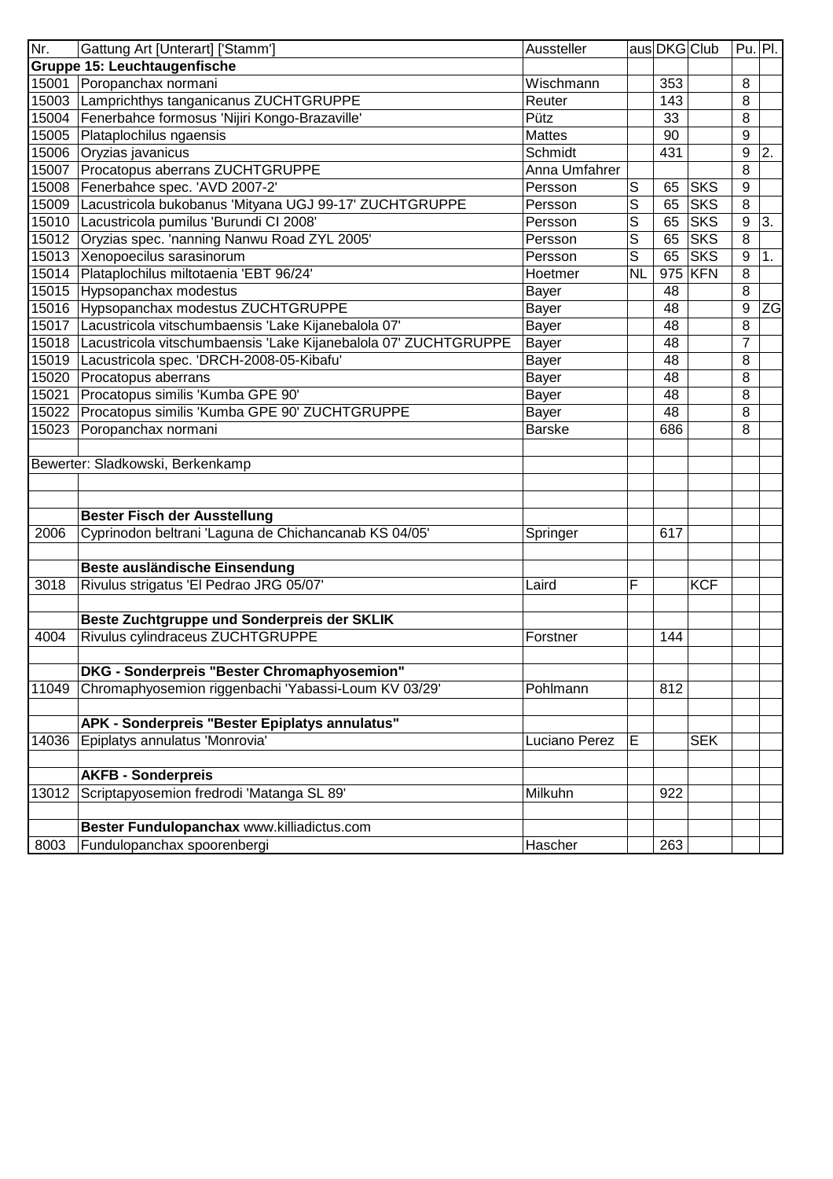| Nr. | Gattung Art [Unterart] ['Stamm'] | Aussteller | aus | DKG | Club | Pu. | Pl. |
|---|---|---|---|---|---|---|---|
| **Gruppe 15: Leuchtaugenfische** | | | | | | | |
| 15001 | Poropanchax normani | Wischmann | | 353 | | 8 | |
| 15003 | Lamprichthys tanganicanus ZUCHTGRUPPE | Reuter | | 143 | | 8 | |
| 15004 | Fenerbahce formosus 'Nijiri Kongo-Brazaville' | Pütz | | 33 | | 8 | |
| 15005 | Plataplochilus ngaensis | Mattes | | 90 | | 9 | |
| 15006 | Oryzias javanicus | Schmidt | | 431 | | 9 | 2. |
| 15007 | Procatopus aberrans ZUCHTGRUPPE | Anna Umfahrer | | | | 8 | |
| 15008 | Fenerbahce spec. 'AVD 2007-2' | Persson | S | 65 | SKS | 9 | |
| 15009 | Lacustricola bukobanus 'Mityana UGJ 99-17' ZUCHTGRUPPE | Persson | S | 65 | SKS | 8 | |
| 15010 | Lacustricola pumilus 'Burundi CI 2008' | Persson | S | 65 | SKS | 9 | 3. |
| 15012 | Oryzias spec. 'nanning Nanwu Road ZYL 2005' | Persson | S | 65 | SKS | 8 | |
| 15013 | Xenopoecilus sarasinorum | Persson | S | 65 | SKS | 9 | 1. |
| 15014 | Plataplochilus miltotaenia 'EBT 96/24' | Hoetmer | NL | 975 | KFN | 8 | |
| 15015 | Hypsopanchax modestus | Bayer | | 48 | | 8 | |
| 15016 | Hypsopanchax modestus ZUCHTGRUPPE | Bayer | | 48 | | 9 | ZG |
| 15017 | Lacustricola vitschumbaensis 'Lake Kijanebalola 07' | Bayer | | 48 | | 8 | |
| 15018 | Lacustricola vitschumbaensis 'Lake Kijanebalola 07' ZUCHTGRUPPE | Bayer | | 48 | | 7 | |
| 15019 | Lacustricola spec. 'DRCH-2008-05-Kibafu' | Bayer | | 48 | | 8 | |
| 15020 | Procatopus aberrans | Bayer | | 48 | | 8 | |
| 15021 | Procatopus similis 'Kumba GPE 90' | Bayer | | 48 | | 8 | |
| 15022 | Procatopus similis 'Kumba GPE 90' ZUCHTGRUPPE | Bayer | | 48 | | 8 | |
| 15023 | Poropanchax normani | Barske | | 686 | | 8 | |
| | | | | | | | |
| Bewerter: Sladkowski, Berkenkamp | | | | | | | |
| | | | | | | | |
| | | | | | | | |
| | **Bester Fisch der Ausstellung** | | | | | | |
| 2006 | Cyprinodon beltrani 'Laguna de Chichancanab KS 04/05' | Springer | | 617 | | | |
| | | | | | | | |
| | **Beste ausländische Einsendung** | | | | | | |
| 3018 | Rivulus strigatus 'El Pedrao JRG 05/07' | Laird | F | | KCF | | |
| | | | | | | | |
| | **Beste Zuchtgruppe und Sonderpreis der SKLIK** | | | | | | |
| 4004 | Rivulus cylindraceus ZUCHTGRUPPE | Forstner | | 144 | | | |
| | | | | | | | |
| | **DKG - Sonderpreis "Bester Chromaphyosemion"** | | | | | | |
| 11049 | Chromaphyosemion riggenbachi 'Yabassi-Loum KV 03/29' | Pohlmann | | 812 | | | |
| | | | | | | | |
| | **APK - Sonderpreis "Bester Epiplatys annulatus"** | | | | | | |
| 14036 | Epiplatys annulatus 'Monrovia' | Luciano Perez | E | | SEK | | |
| | | | | | | | |
| | **AKFB - Sonderpreis** | | | | | | |
| 13012 | Scriptapyosemion fredrodi 'Matanga SL 89' | Milkuhn | | 922 | | | |
| | | | | | | | |
| | **Bester Fundulopanchax** www.killiadictus.com | | | | | | |
| 8003 | Fundulopanchax spoorenbergi | Hascher | | 263 | | | |